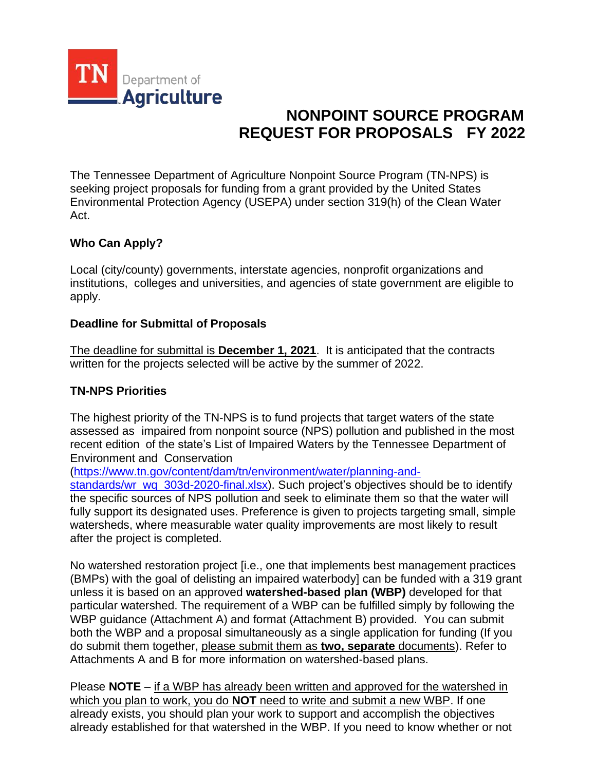TN Department of Agriculture

# NONPOINT SOURCE PROGRAM REQUEST FOR PROPOSALS FY 2022

The Tennessee Department of Agriculture Nonpoint Source Program (TN-NPS) is seeking project proposals for funding from a grant provided by the United States Environmental Protection Agency (USEPA) under section 319(h) of the Clean Water Act.

**Who Can Apply?**

Local (city/county) governments, interstate agencies, nonprofit organizations and institutions, colleges and universities, and agencies of state government are eligible to apply.

**Deadline for Submittal of Proposals**

The deadline for submittal is **December 1, 2021**. It is anticipated that the contracts written for the projects selected will be active by the summer of 2022.

**TN-NPS Priorities**

The highest priority of the TN-NPS is to fund projects that target waters of the state assessed as impaired from nonpoint source (NPS) pollution and published in the most recent edition of the state's List of Impaired Waters by the Tennessee Department of Environment and Conservation (https://www.tn.gov/content/dam/tn/environment/water/planning-and-standards/wr_wq_303d-2020-final.xlsx). Such project's objectives should be to identify the specific sources of NPS pollution and seek to eliminate them so that the water will fully support its designated uses. Preference is given to projects targeting small, simple watersheds, where measurable water quality improvements are most likely to result after the project is completed.

No watershed restoration project [i.e., one that implements best management practices (BMPs) with the goal of delisting an impaired waterbody] can be funded with a 319 grant unless it is based on an approved **watershed-based plan (WBP)** developed for that particular watershed. The requirement of a WBP can be fulfilled simply by following the WBP guidance (Attachment A) and format (Attachment B) provided. You can submit both the WBP and a proposal simultaneously as a single application for funding (If you do submit them together, please submit them as **two, separate** documents). Refer to Attachments A and B for more information on watershed-based plans.

Please **NOTE** – if a WBP has already been written and approved for the watershed in which you plan to work, you do **NOT** need to write and submit a new WBP. If one already exists, you should plan your work to support and accomplish the objectives already established for that watershed in the WBP. If you need to know whether or not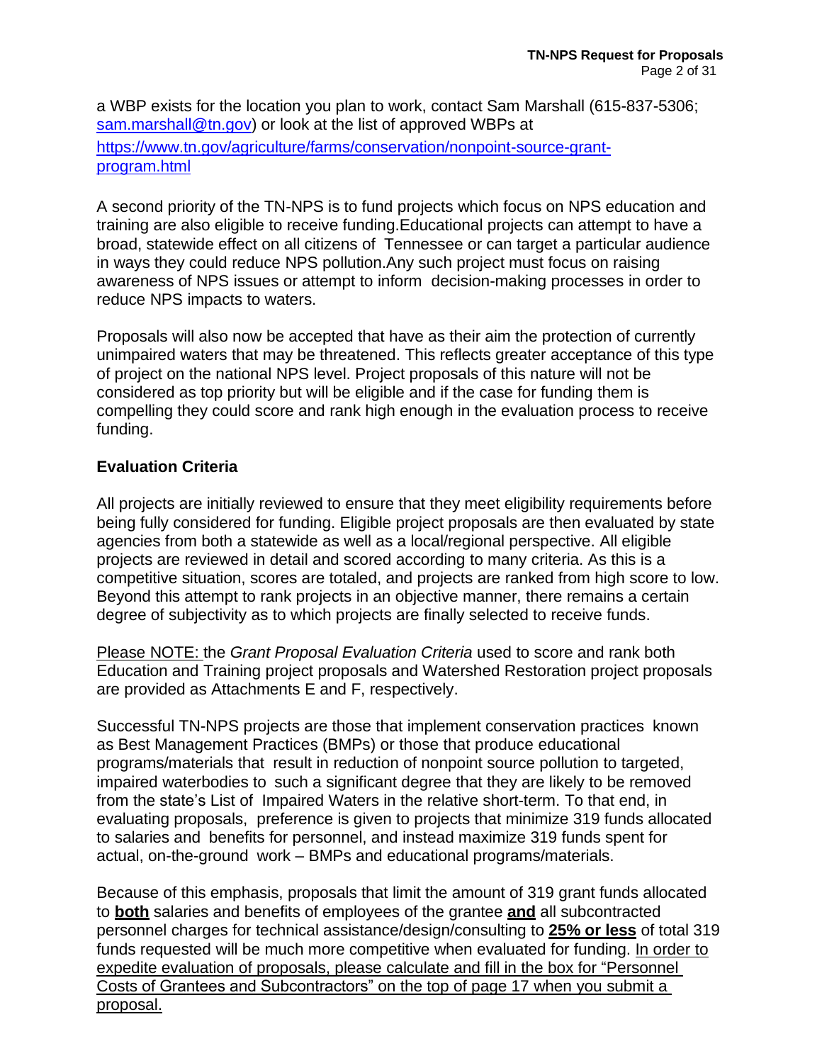a WBP exists for the location you plan to work, contact Sam Marshall (615-837-5306; [sam.marshall@tn.gov](mailto:sam.marshall@tn.gov)) or look at the list of approved WBPs at [https://www.tn.gov/agriculture/farms/conservation/nonpoint-source-grant-program.html](https://www.tn.gov/agriculture/farms/conservation/nonpoint-source-grant-program.html)

A second priority of the TN-NPS is to fund projects which focus on NPS education and training are also eligible to receive funding.Educational projects can attempt to have a broad, statewide effect on all citizens of Tennessee or can target a particular audience in ways they could reduce NPS pollution.Any such project must focus on raising awareness of NPS issues or attempt to inform decision-making processes in order to reduce NPS impacts to waters.

Proposals will also now be accepted that have as their aim the protection of currently unimpaired waters that may be threatened. This reflects greater acceptance of this type of project on the national NPS level. Project proposals of this nature will not be considered as top priority but will be eligible and if the case for funding them is compelling they could score and rank high enough in the evaluation process to receive funding.

### Evaluation Criteria

All projects are initially reviewed to ensure that they meet eligibility requirements before being fully considered for funding. Eligible project proposals are then evaluated by state agencies from both a statewide as well as a local/regional perspective. All eligible projects are reviewed in detail and scored according to many criteria. As this is a competitive situation, scores are totaled, and projects are ranked from high score to low. Beyond this attempt to rank projects in an objective manner, there remains a certain degree of subjectivity as to which projects are finally selected to receive funds.

<u>Please NOTE:</u> the *Grant Proposal Evaluation Criteria* used to score and rank both Education and Training project proposals and Watershed Restoration project proposals are provided as Attachments E and F, respectively.

Successful TN-NPS projects are those that implement conservation practices known as Best Management Practices (BMPs) or those that produce educational programs/materials that result in reduction of nonpoint source pollution to targeted, impaired waterbodies to such a significant degree that they are likely to be removed from the state's List of Impaired Waters in the relative short-term. To that end, in evaluating proposals, preference is given to projects that minimize 319 funds allocated to salaries and benefits for personnel, and instead maximize 319 funds spent for actual, on-the-ground work – BMPs and educational programs/materials.

Because of this emphasis, proposals that limit the amount of 319 grant funds allocated to <u>**both**</u> salaries and benefits of employees of the grantee <u>**and**</u> all subcontracted personnel charges for technical assistance/design/consulting to <u>**25% or less**</u> of total 319 funds requested will be much more competitive when evaluated for funding. <u>In order to expedite evaluation of proposals, please calculate and fill in the box for "Personnel Costs of Grantees and Subcontractors" on the top of page 17 when you submit a proposal.</u>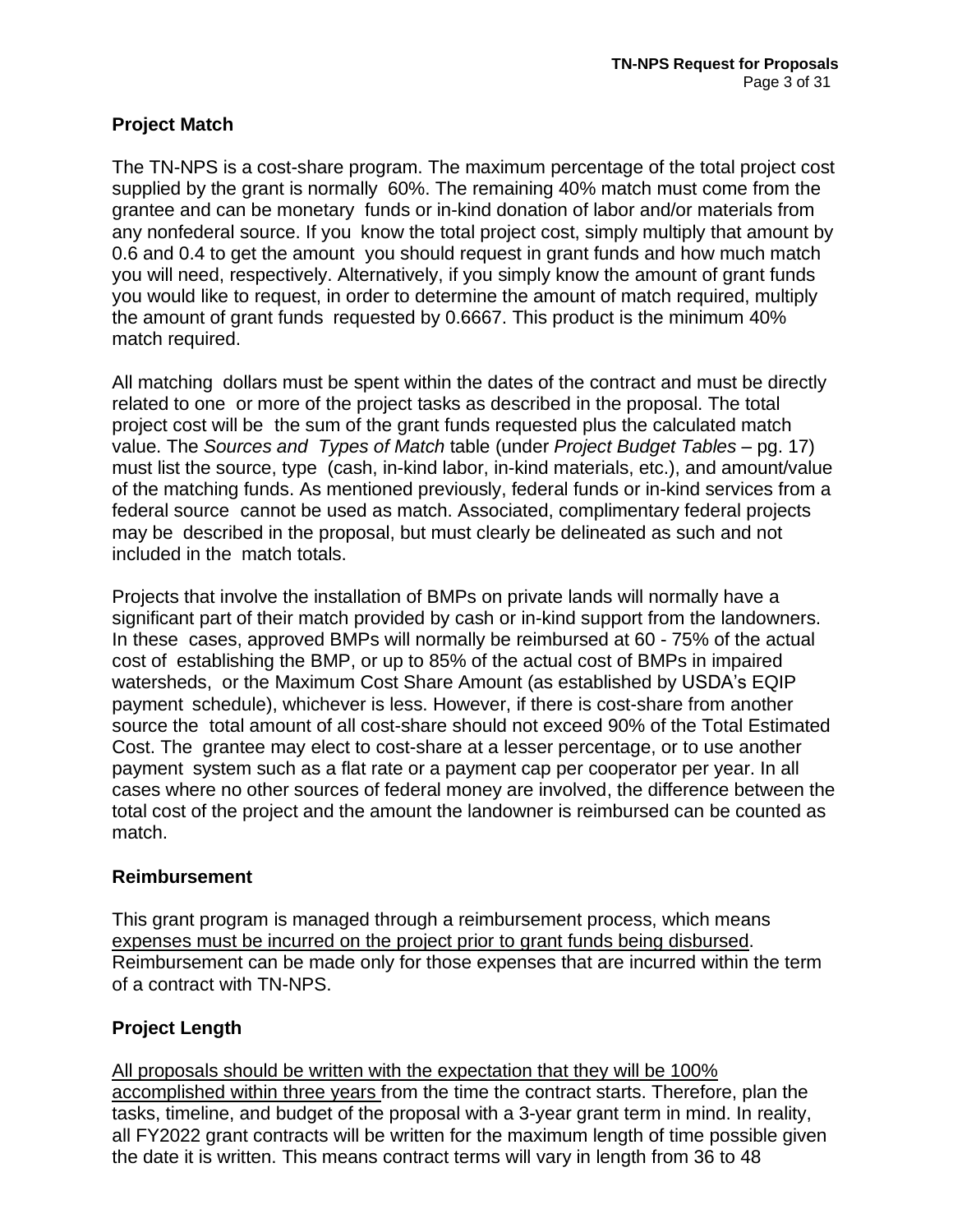## Project Match

The TN-NPS is a cost-share program. The maximum percentage of the total project cost supplied by the grant is normally 60%. The remaining 40% match must come from the grantee and can be monetary funds or in-kind donation of labor and/or materials from any nonfederal source. If you know the total project cost, simply multiply that amount by 0.6 and 0.4 to get the amount you should request in grant funds and how much match you will need, respectively. Alternatively, if you simply know the amount of grant funds you would like to request, in order to determine the amount of match required, multiply the amount of grant funds requested by 0.6667. This product is the minimum 40% match required.

All matching dollars must be spent within the dates of the contract and must be directly related to one or more of the project tasks as described in the proposal. The total project cost will be the sum of the grant funds requested plus the calculated match value. The *Sources and Types of Match* table (under *Project Budget Tables* – pg. 17) must list the source, type (cash, in-kind labor, in-kind materials, etc.), and amount/value of the matching funds. As mentioned previously, federal funds or in-kind services from a federal source cannot be used as match. Associated, complimentary federal projects may be described in the proposal, but must clearly be delineated as such and not included in the match totals.

Projects that involve the installation of BMPs on private lands will normally have a significant part of their match provided by cash or in-kind support from the landowners. In these cases, approved BMPs will normally be reimbursed at 60 - 75% of the actual cost of establishing the BMP, or up to 85% of the actual cost of BMPs in impaired watersheds, or the Maximum Cost Share Amount (as established by USDA's EQIP payment schedule), whichever is less. However, if there is cost-share from another source the total amount of all cost-share should not exceed 90% of the Total Estimated Cost. The grantee may elect to cost-share at a lesser percentage, or to use another payment system such as a flat rate or a payment cap per cooperator per year. In all cases where no other sources of federal money are involved, the difference between the total cost of the project and the amount the landowner is reimbursed can be counted as match.

## Reimbursement

This grant program is managed through a reimbursement process, which means expenses must be incurred on the project prior to grant funds being disbursed. Reimbursement can be made only for those expenses that are incurred within the term of a contract with TN-NPS.

## Project Length

All proposals should be written with the expectation that they will be 100% accomplished within three years from the time the contract starts. Therefore, plan the tasks, timeline, and budget of the proposal with a 3-year grant term in mind. In reality, all FY2022 grant contracts will be written for the maximum length of time possible given the date it is written. This means contract terms will vary in length from 36 to 48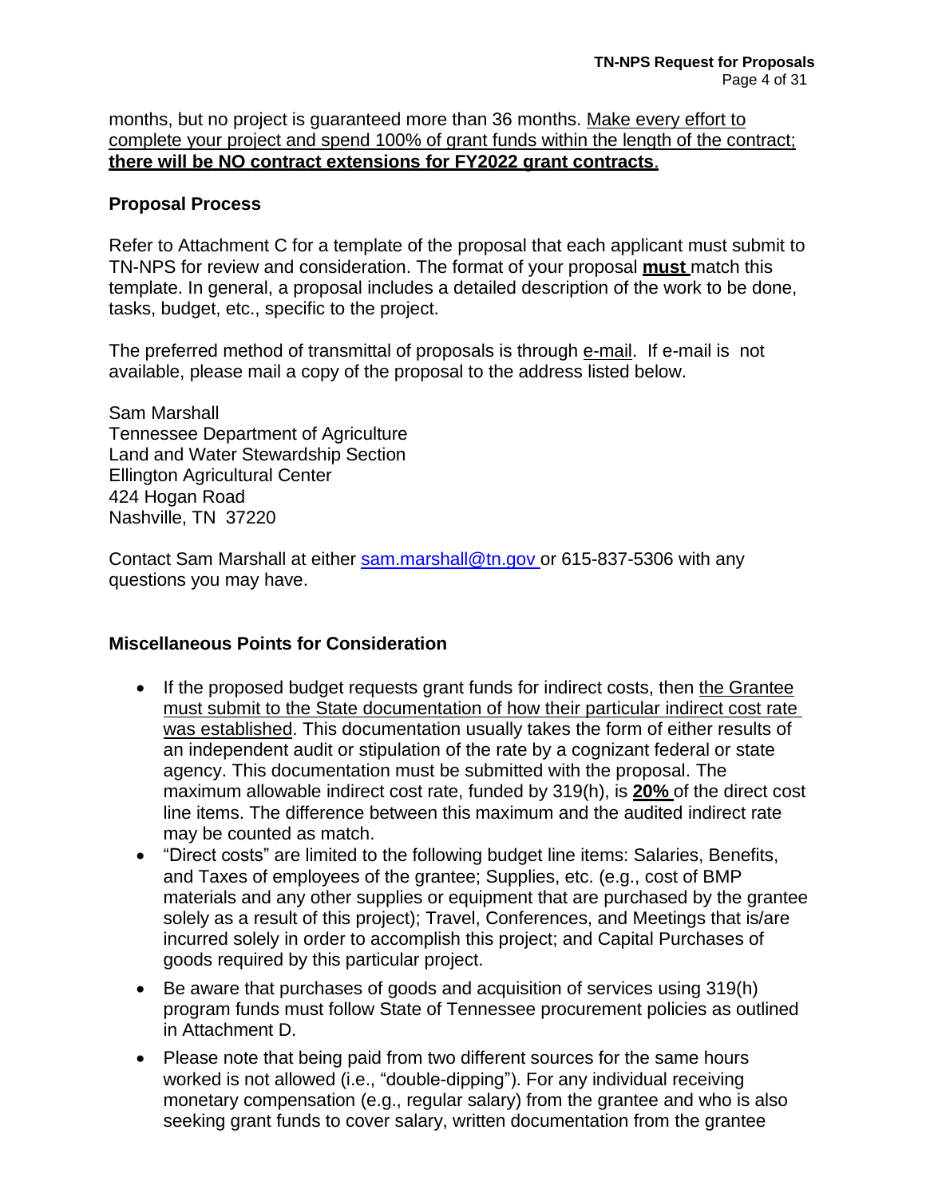months, but no project is guaranteed more than 36 months. Make every effort to complete your project and spend 100% of grant funds within the length of the contract; **there will be NO contract extensions for FY2022 grant contracts**.

## Proposal Process

Refer to Attachment C for a template of the proposal that each applicant must submit to TN-NPS for review and consideration. The format of your proposal **must** match this template. In general, a proposal includes a detailed description of the work to be done, tasks, budget, etc., specific to the project.

The preferred method of transmittal of proposals is through e-mail. If e-mail is not available, please mail a copy of the proposal to the address listed below.

Sam Marshall
Tennessee Department of Agriculture
Land and Water Stewardship Section
Ellington Agricultural Center
424 Hogan Road
Nashville, TN 37220

Contact Sam Marshall at either sam.marshall@tn.gov or 615-837-5306 with any questions you may have.

## Miscellaneous Points for Consideration

- If the proposed budget requests grant funds for indirect costs, then the Grantee must submit to the State documentation of how their particular indirect cost rate was established. This documentation usually takes the form of either results of an independent audit or stipulation of the rate by a cognizant federal or state agency. This documentation must be submitted with the proposal. The maximum allowable indirect cost rate, funded by 319(h), is **20%** of the direct cost line items. The difference between this maximum and the audited indirect rate may be counted as match.
- "Direct costs" are limited to the following budget line items: Salaries, Benefits, and Taxes of employees of the grantee; Supplies, etc. (e.g., cost of BMP materials and any other supplies or equipment that are purchased by the grantee solely as a result of this project); Travel, Conferences, and Meetings that is/are incurred solely in order to accomplish this project; and Capital Purchases of goods required by this particular project.
- Be aware that purchases of goods and acquisition of services using 319(h) program funds must follow State of Tennessee procurement policies as outlined in Attachment D.
- Please note that being paid from two different sources for the same hours worked is not allowed (i.e., "double-dipping"). For any individual receiving monetary compensation (e.g., regular salary) from the grantee and who is also seeking grant funds to cover salary, written documentation from the grantee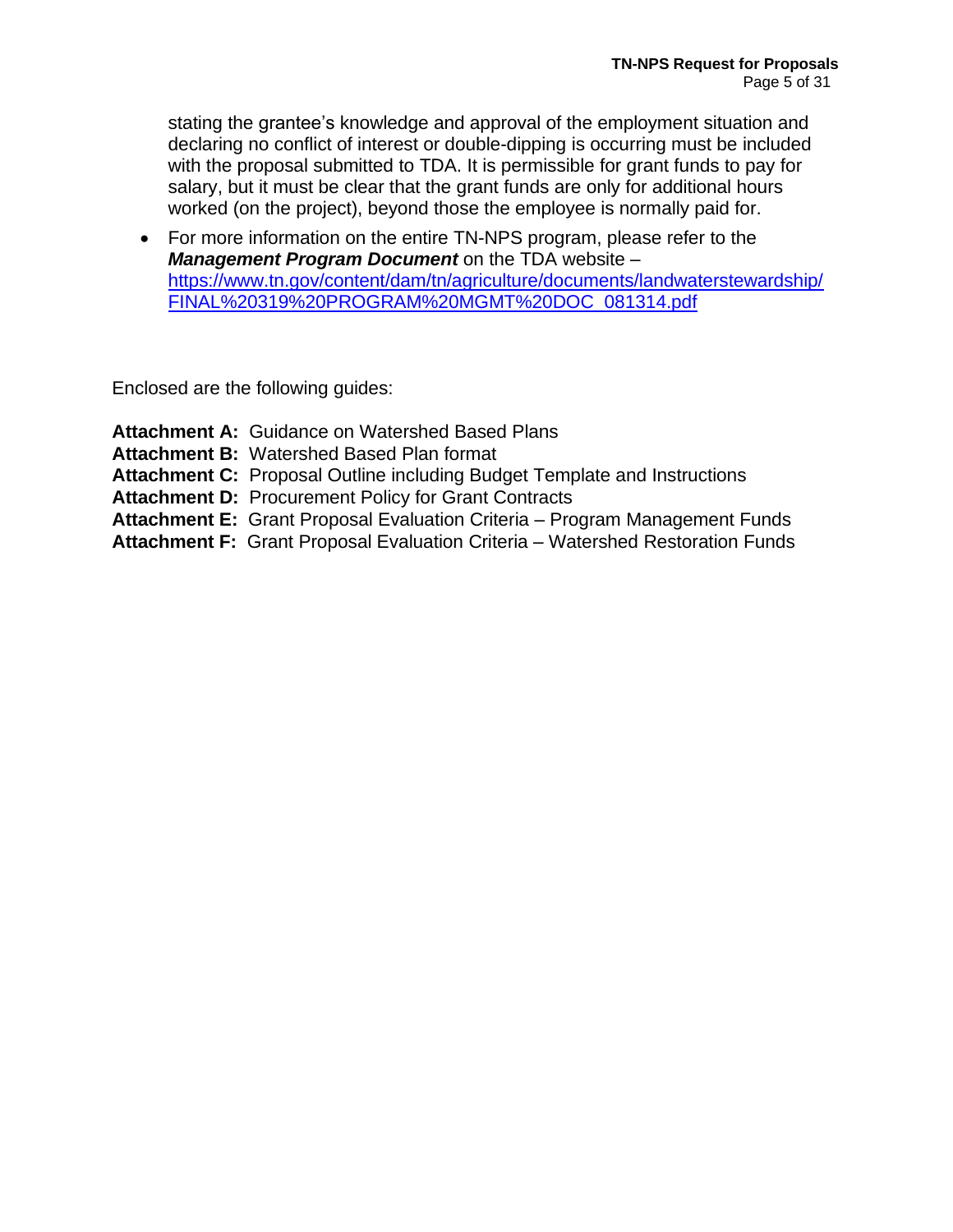stating the grantee's knowledge and approval of the employment situation and declaring no conflict of interest or double-dipping is occurring must be included with the proposal submitted to TDA. It is permissible for grant funds to pay for salary, but it must be clear that the grant funds are only for additional hours worked (on the project), beyond those the employee is normally paid for.

- For more information on the entire TN-NPS program, please refer to the ***Management Program Document*** on the TDA website – [https://www.tn.gov/content/dam/tn/agriculture/documents/landwaterstewardship/FINAL%20319%20PROGRAM%20MGMT%20DOC_081314.pdf](https://www.tn.gov/content/dam/tn/agriculture/documents/landwaterstewardship/FINAL%20319%20PROGRAM%20MGMT%20DOC_081314.pdf)

Enclosed are the following guides:

**Attachment A:** Guidance on Watershed Based Plans
**Attachment B:** Watershed Based Plan format
**Attachment C:** Proposal Outline including Budget Template and Instructions
**Attachment D:** Procurement Policy for Grant Contracts
**Attachment E:** Grant Proposal Evaluation Criteria – Program Management Funds
**Attachment F:** Grant Proposal Evaluation Criteria – Watershed Restoration Funds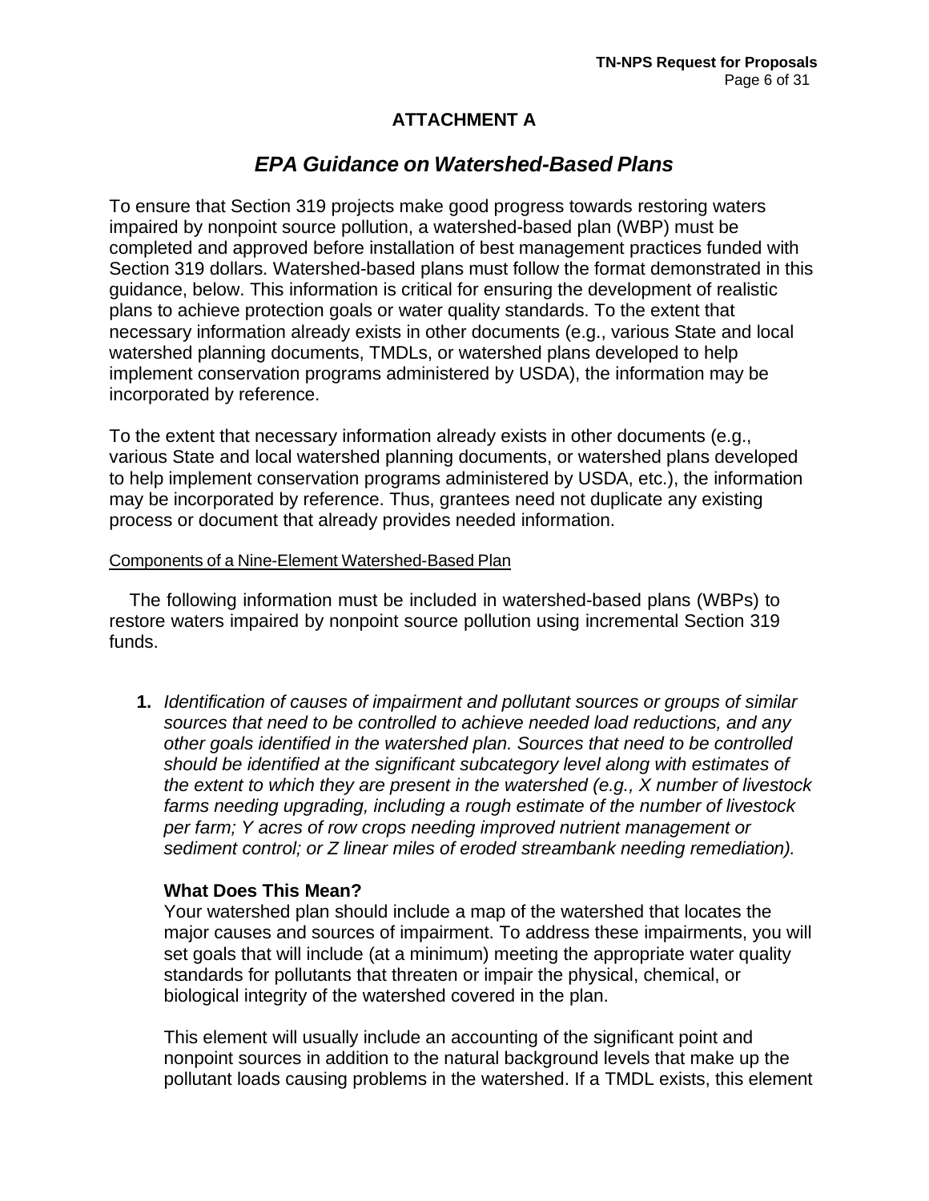## ATTACHMENT A

# *EPA Guidance on Watershed-Based Plans*

To ensure that Section 319 projects make good progress towards restoring waters impaired by nonpoint source pollution, a watershed-based plan (WBP) must be completed and approved before installation of best management practices funded with Section 319 dollars. Watershed-based plans must follow the format demonstrated in this guidance, below. This information is critical for ensuring the development of realistic plans to achieve protection goals or water quality standards. To the extent that necessary information already exists in other documents (e.g., various State and local watershed planning documents, TMDLs, or watershed plans developed to help implement conservation programs administered by USDA), the information may be incorporated by reference.

To the extent that necessary information already exists in other documents (e.g., various State and local watershed planning documents, or watershed plans developed to help implement conservation programs administered by USDA, etc.), the information may be incorporated by reference. Thus, grantees need not duplicate any existing process or document that already provides needed information.

Components of a Nine-Element Watershed-Based Plan

The following information must be included in watershed-based plans (WBPs) to restore waters impaired by nonpoint source pollution using incremental Section 319 funds.

**1.** *Identification of causes of impairment and pollutant sources or groups of similar sources that need to be controlled to achieve needed load reductions, and any other goals identified in the watershed plan. Sources that need to be controlled should be identified at the significant subcategory level along with estimates of the extent to which they are present in the watershed (e.g., X number of livestock farms needing upgrading, including a rough estimate of the number of livestock per farm; Y acres of row crops needing improved nutrient management or sediment control; or Z linear miles of eroded streambank needing remediation).*

**What Does This Mean?**
Your watershed plan should include a map of the watershed that locates the major causes and sources of impairment. To address these impairments, you will set goals that will include (at a minimum) meeting the appropriate water quality standards for pollutants that threaten or impair the physical, chemical, or biological integrity of the watershed covered in the plan.

This element will usually include an accounting of the significant point and nonpoint sources in addition to the natural background levels that make up the pollutant loads causing problems in the watershed. If a TMDL exists, this element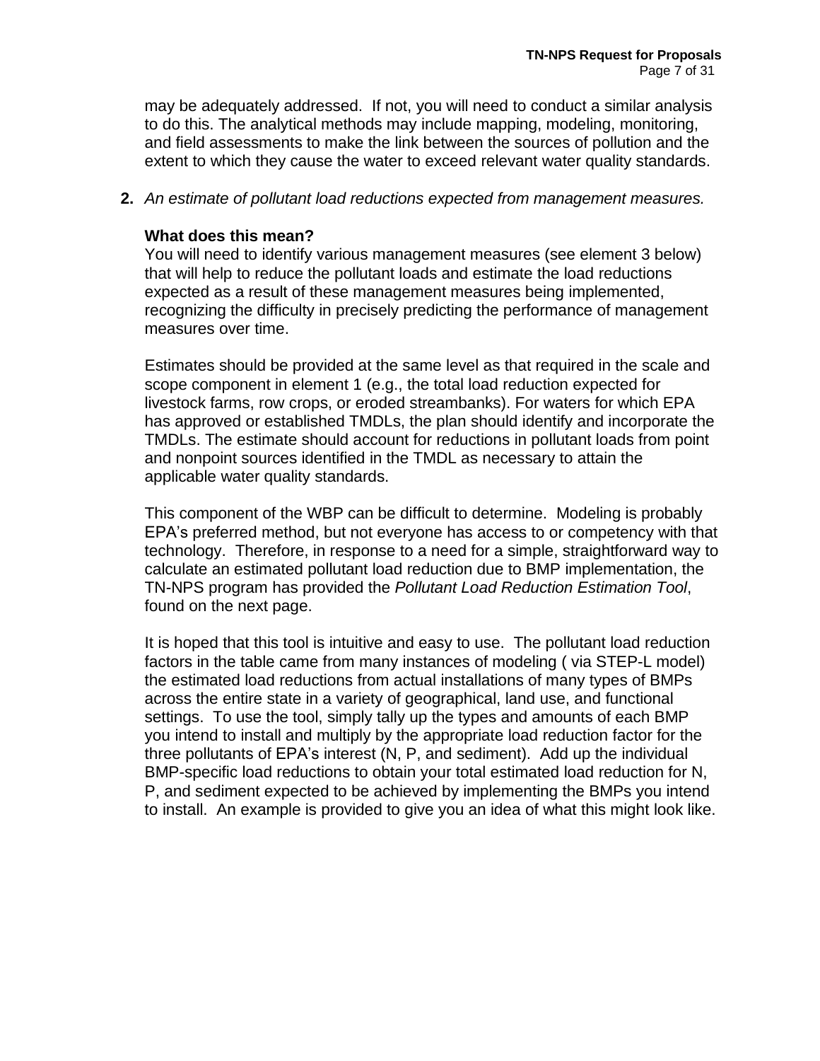may be adequately addressed.  If not, you will need to conduct a similar analysis to do this. The analytical methods may include mapping, modeling, monitoring, and field assessments to make the link between the sources of pollution and the extent to which they cause the water to exceed relevant water quality standards.

**2.** *An estimate of pollutant load reductions expected from management measures.*

**What does this mean?**
You will need to identify various management measures (see element 3 below) that will help to reduce the pollutant loads and estimate the load reductions expected as a result of these management measures being implemented, recognizing the difficulty in precisely predicting the performance of management measures over time.

Estimates should be provided at the same level as that required in the scale and scope component in element 1 (e.g., the total load reduction expected for livestock farms, row crops, or eroded streambanks). For waters for which EPA has approved or established TMDLs, the plan should identify and incorporate the TMDLs. The estimate should account for reductions in pollutant loads from point and nonpoint sources identified in the TMDL as necessary to attain the applicable water quality standards.

This component of the WBP can be difficult to determine.  Modeling is probably EPA's preferred method, but not everyone has access to or competency with that technology.  Therefore, in response to a need for a simple, straightforward way to calculate an estimated pollutant load reduction due to BMP implementation, the TN-NPS program has provided the *Pollutant Load Reduction Estimation Tool*, found on the next page.

It is hoped that this tool is intuitive and easy to use.  The pollutant load reduction factors in the table came from many instances of modeling ( via STEP-L model) the estimated load reductions from actual installations of many types of BMPs across the entire state in a variety of geographical, land use, and functional settings.  To use the tool, simply tally up the types and amounts of each BMP you intend to install and multiply by the appropriate load reduction factor for the three pollutants of EPA's interest (N, P, and sediment).  Add up the individual BMP-specific load reductions to obtain your total estimated load reduction for N, P, and sediment expected to be achieved by implementing the BMPs you intend to install.  An example is provided to give you an idea of what this might look like.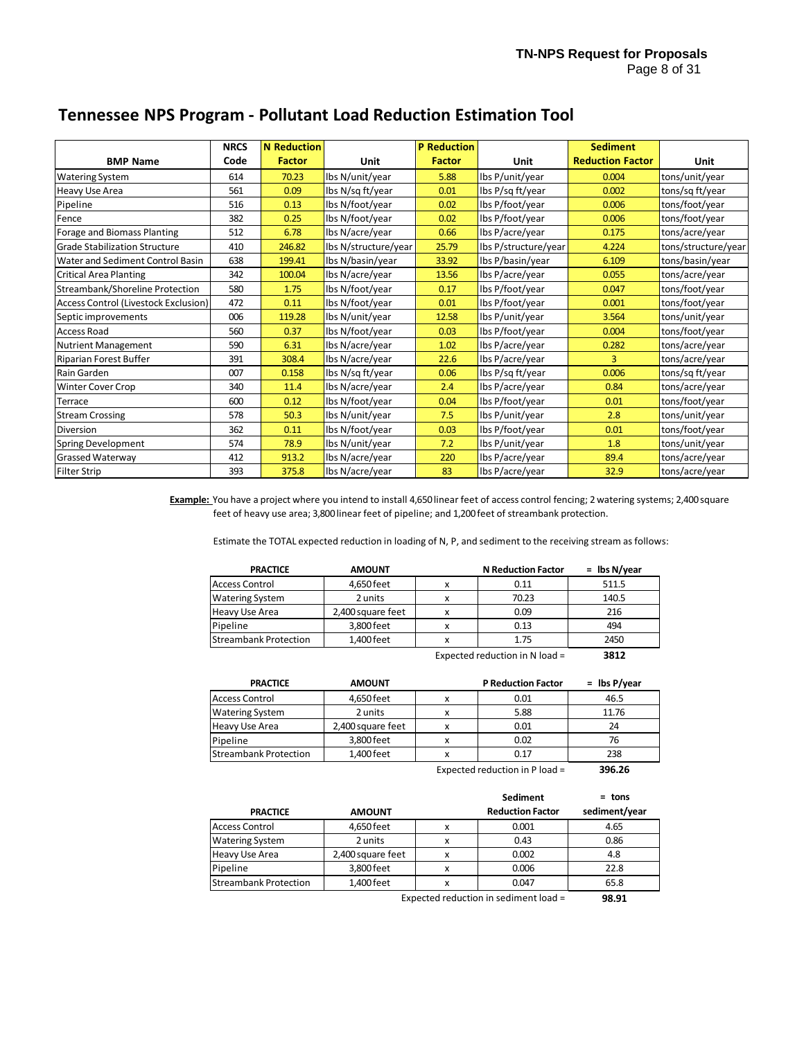# Tennessee NPS Program - Pollutant Load Reduction Estimation Tool

| BMP Name | NRCS Code | N Reduction Factor | Unit | P Reduction Factor | Unit | Sediment Reduction Factor | Unit |
|---|---|---|---|---|---|---|---|
| Watering System | 614 | 70.23 | lbs N/unit/year | 5.88 | lbs P/unit/year | 0.004 | tons/unit/year |
| Heavy Use Area | 561 | 0.09 | lbs N/sq ft/year | 0.01 | lbs P/sq ft/year | 0.002 | tons/sq ft/year |
| Pipeline | 516 | 0.13 | lbs N/foot/year | 0.02 | lbs P/foot/year | 0.006 | tons/foot/year |
| Fence | 382 | 0.25 | lbs N/foot/year | 0.02 | lbs P/foot/year | 0.006 | tons/foot/year |
| Forage and Biomass Planting | 512 | 6.78 | lbs N/acre/year | 0.66 | lbs P/acre/year | 0.175 | tons/acre/year |
| Grade Stabilization Structure | 410 | 246.82 | lbs N/structure/year | 25.79 | lbs P/structure/year | 4.224 | tons/structure/year |
| Water and Sediment Control Basin | 638 | 199.41 | lbs N/basin/year | 33.92 | lbs P/basin/year | 6.109 | tons/basin/year |
| Critical Area Planting | 342 | 100.04 | lbs N/acre/year | 13.56 | lbs P/acre/year | 0.055 | tons/acre/year |
| Streambank/Shoreline Protection | 580 | 1.75 | lbs N/foot/year | 0.17 | lbs P/foot/year | 0.047 | tons/foot/year |
| Access Control (Livestock Exclusion) | 472 | 0.11 | lbs N/foot/year | 0.01 | lbs P/foot/year | 0.001 | tons/foot/year |
| Septic improvements | 006 | 119.28 | lbs N/unit/year | 12.58 | lbs P/unit/year | 3.564 | tons/unit/year |
| Access Road | 560 | 0.37 | lbs N/foot/year | 0.03 | lbs P/foot/year | 0.004 | tons/foot/year |
| Nutrient Management | 590 | 6.31 | lbs N/acre/year | 1.02 | lbs P/acre/year | 0.282 | tons/acre/year |
| Riparian Forest Buffer | 391 | 308.4 | lbs N/acre/year | 22.6 | lbs P/acre/year | 3 | tons/acre/year |
| Rain Garden | 007 | 0.158 | lbs N/sq ft/year | 0.06 | lbs P/sq ft/year | 0.006 | tons/sq ft/year |
| Winter Cover Crop | 340 | 11.4 | lbs N/acre/year | 2.4 | lbs P/acre/year | 0.84 | tons/acre/year |
| Terrace | 600 | 0.12 | lbs N/foot/year | 0.04 | lbs P/foot/year | 0.01 | tons/foot/year |
| Stream Crossing | 578 | 50.3 | lbs N/unit/year | 7.5 | lbs P/unit/year | 2.8 | tons/unit/year |
| Diversion | 362 | 0.11 | lbs N/foot/year | 0.03 | lbs P/foot/year | 0.01 | tons/foot/year |
| Spring Development | 574 | 78.9 | lbs N/unit/year | 7.2 | lbs P/unit/year | 1.8 | tons/unit/year |
| Grassed Waterway | 412 | 913.2 | lbs N/acre/year | 220 | lbs P/acre/year | 89.4 | tons/acre/year |
| Filter Strip | 393 | 375.8 | lbs N/acre/year | 83 | lbs P/acre/year | 32.9 | tons/acre/year |

**Example:** You have a project where you intend to install 4,650 linear feet of access control fencing; 2 watering systems; 2,400 square feet of heavy use area; 3,800 linear feet of pipeline; and 1,200 feet of streambank protection.

Estimate the TOTAL expected reduction in loading of N, P, and sediment to the receiving stream as follows:

| PRACTICE | AMOUNT | | N Reduction Factor | = lbs N/year |
|---|---|---|---|---|
| Access Control | 4,650 feet | x | 0.11 | 511.5 |
| Watering System | 2 units | x | 70.23 | 140.5 |
| Heavy Use Area | 2,400 square feet | x | 0.09 | 216 |
| Pipeline | 3,800 feet | x | 0.13 | 494 |
| Streambank Protection | 1,400 feet | x | 1.75 | 2450 |
| | | | Expected reduction in N load = | **3812** |

| PRACTICE | AMOUNT | | P Reduction Factor | = lbs P/year |
|---|---|---|---|---|
| Access Control | 4,650 feet | x | 0.01 | 46.5 |
| Watering System | 2 units | x | 5.88 | 11.76 |
| Heavy Use Area | 2,400 square feet | x | 0.01 | 24 |
| Pipeline | 3,800 feet | x | 0.02 | 76 |
| Streambank Protection | 1,400 feet | x | 0.17 | 238 |
| | | | Expected reduction in P load = | **396.26** |

| PRACTICE | AMOUNT | | Sediment Reduction Factor | = tons sediment/year |
|---|---|---|---|---|
| Access Control | 4,650 feet | x | 0.001 | 4.65 |
| Watering System | 2 units | x | 0.43 | 0.86 |
| Heavy Use Area | 2,400 square feet | x | 0.002 | 4.8 |
| Pipeline | 3,800 feet | x | 0.006 | 22.8 |
| Streambank Protection | 1,400 feet | x | 0.047 | 65.8 |
| | | | Expected reduction in sediment load = | **98.91** |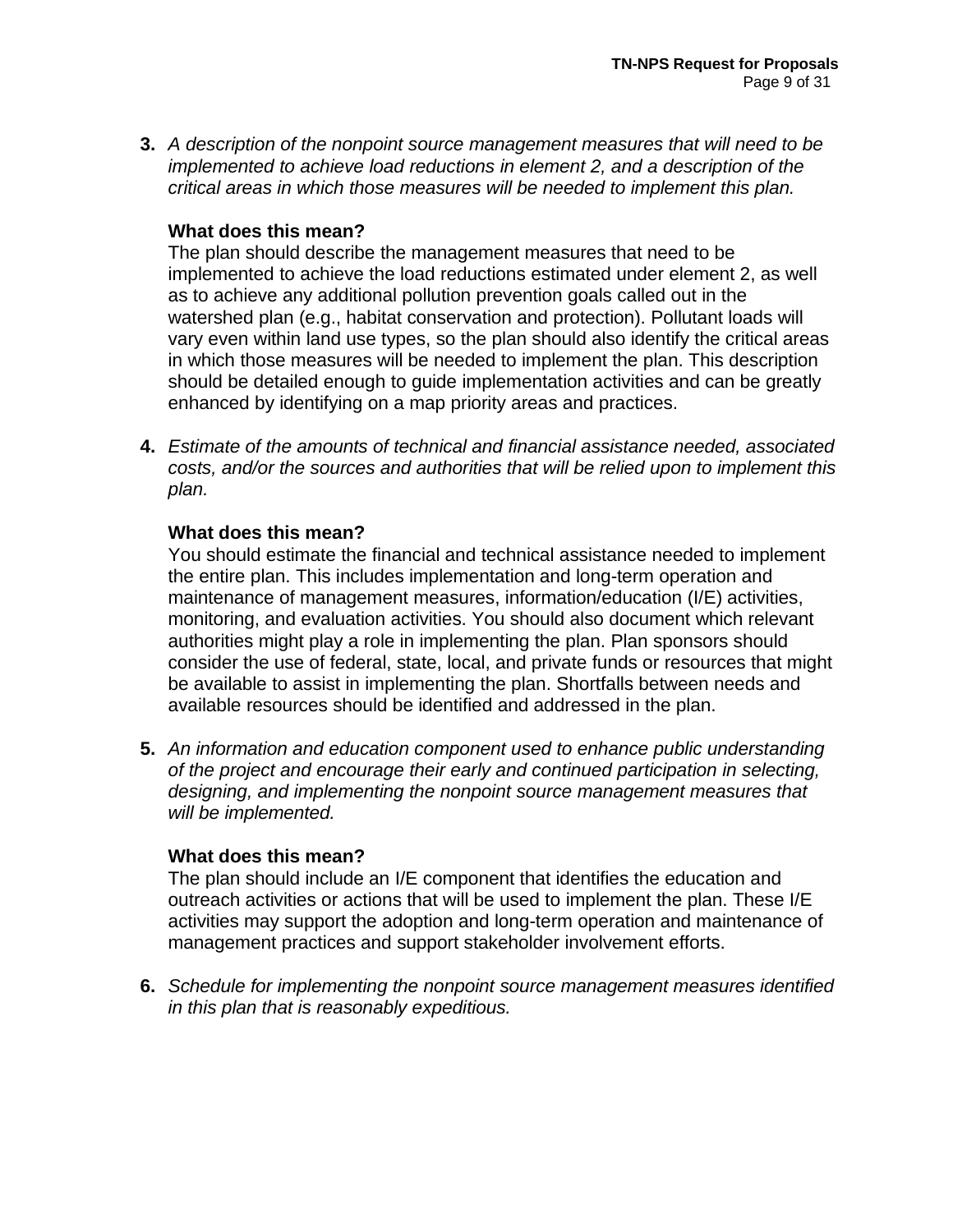**3.** *A description of the nonpoint source management measures that will need to be implemented to achieve load reductions in element 2, and a description of the critical areas in which those measures will be needed to implement this plan.*

**What does this mean?**
The plan should describe the management measures that need to be implemented to achieve the load reductions estimated under element 2, as well as to achieve any additional pollution prevention goals called out in the watershed plan (e.g., habitat conservation and protection). Pollutant loads will vary even within land use types, so the plan should also identify the critical areas in which those measures will be needed to implement the plan. This description should be detailed enough to guide implementation activities and can be greatly enhanced by identifying on a map priority areas and practices.

**4.** *Estimate of the amounts of technical and financial assistance needed, associated costs, and/or the sources and authorities that will be relied upon to implement this plan.*

**What does this mean?**
You should estimate the financial and technical assistance needed to implement the entire plan. This includes implementation and long-term operation and maintenance of management measures, information/education (I/E) activities, monitoring, and evaluation activities. You should also document which relevant authorities might play a role in implementing the plan. Plan sponsors should consider the use of federal, state, local, and private funds or resources that might be available to assist in implementing the plan. Shortfalls between needs and available resources should be identified and addressed in the plan.

**5.** *An information and education component used to enhance public understanding of the project and encourage their early and continued participation in selecting, designing, and implementing the nonpoint source management measures that will be implemented.*

**What does this mean?**
The plan should include an I/E component that identifies the education and outreach activities or actions that will be used to implement the plan. These I/E activities may support the adoption and long-term operation and maintenance of management practices and support stakeholder involvement efforts.

**6.** *Schedule for implementing the nonpoint source management measures identified in this plan that is reasonably expeditious.*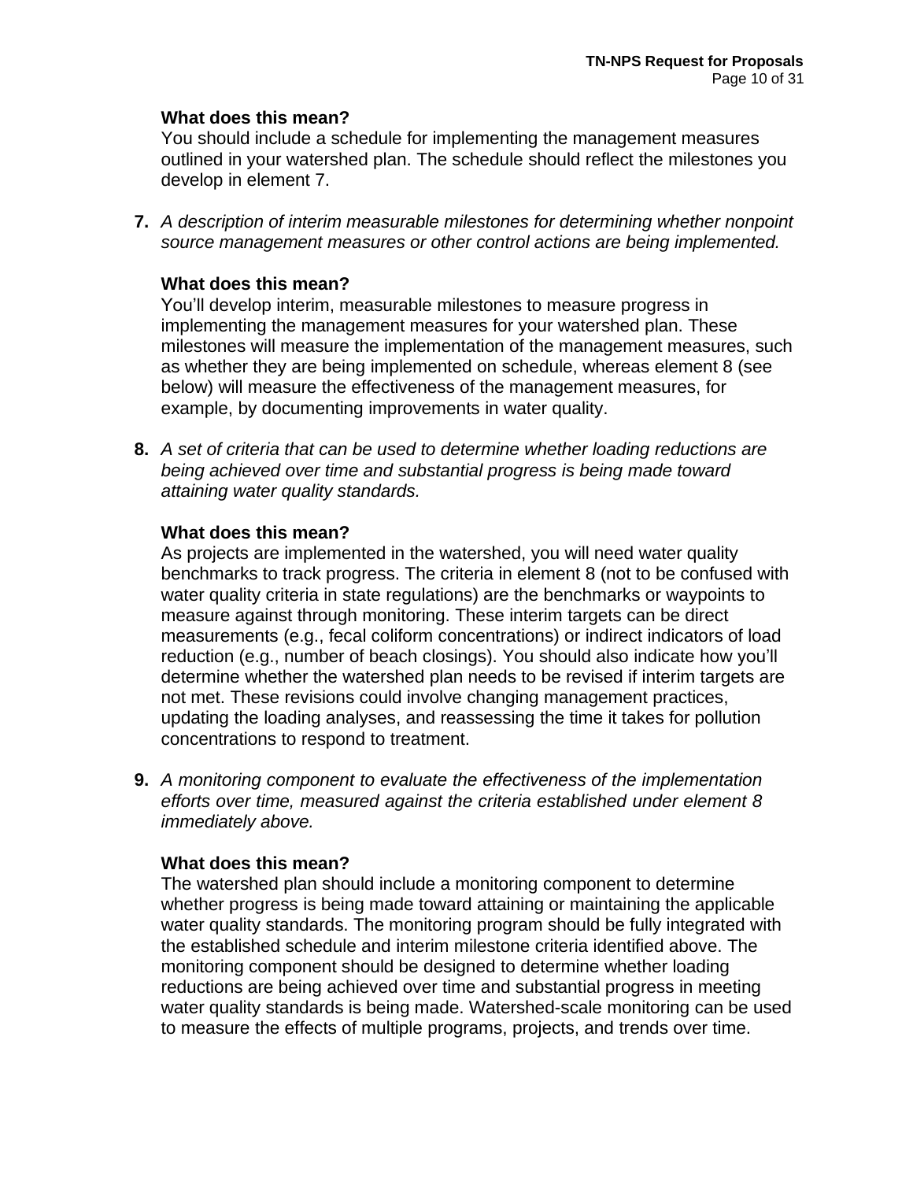**What does this mean?**
You should include a schedule for implementing the management measures outlined in your watershed plan. The schedule should reflect the milestones you develop in element 7.

**7.** *A description of interim measurable milestones for determining whether nonpoint source management measures or other control actions are being implemented.*

**What does this mean?**
You'll develop interim, measurable milestones to measure progress in implementing the management measures for your watershed plan. These milestones will measure the implementation of the management measures, such as whether they are being implemented on schedule, whereas element 8 (see below) will measure the effectiveness of the management measures, for example, by documenting improvements in water quality.

**8.** *A set of criteria that can be used to determine whether loading reductions are being achieved over time and substantial progress is being made toward attaining water quality standards.*

**What does this mean?**
As projects are implemented in the watershed, you will need water quality benchmarks to track progress. The criteria in element 8 (not to be confused with water quality criteria in state regulations) are the benchmarks or waypoints to measure against through monitoring. These interim targets can be direct measurements (e.g., fecal coliform concentrations) or indirect indicators of load reduction (e.g., number of beach closings). You should also indicate how you'll determine whether the watershed plan needs to be revised if interim targets are not met. These revisions could involve changing management practices, updating the loading analyses, and reassessing the time it takes for pollution concentrations to respond to treatment.

**9.** *A monitoring component to evaluate the effectiveness of the implementation efforts over time, measured against the criteria established under element 8 immediately above.*

**What does this mean?**
The watershed plan should include a monitoring component to determine whether progress is being made toward attaining or maintaining the applicable water quality standards. The monitoring program should be fully integrated with the established schedule and interim milestone criteria identified above. The monitoring component should be designed to determine whether loading reductions are being achieved over time and substantial progress in meeting water quality standards is being made. Watershed-scale monitoring can be used to measure the effects of multiple programs, projects, and trends over time.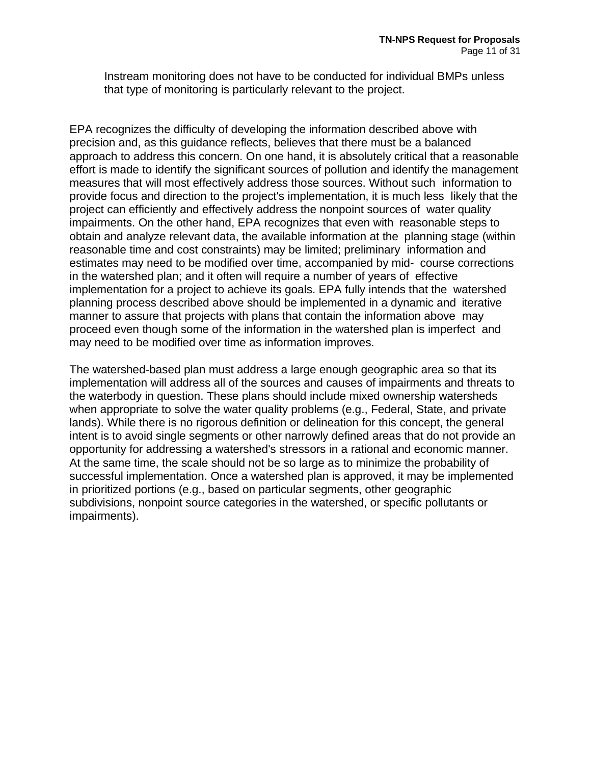Instream monitoring does not have to be conducted for individual BMPs unless that type of monitoring is particularly relevant to the project.

EPA recognizes the difficulty of developing the information described above with precision and, as this guidance reflects, believes that there must be a balanced approach to address this concern. On one hand, it is absolutely critical that a reasonable effort is made to identify the significant sources of pollution and identify the management measures that will most effectively address those sources. Without such information to provide focus and direction to the project's implementation, it is much less likely that the project can efficiently and effectively address the nonpoint sources of water quality impairments. On the other hand, EPA recognizes that even with reasonable steps to obtain and analyze relevant data, the available information at the planning stage (within reasonable time and cost constraints) may be limited; preliminary information and estimates may need to be modified over time, accompanied by mid- course corrections in the watershed plan; and it often will require a number of years of effective implementation for a project to achieve its goals. EPA fully intends that the watershed planning process described above should be implemented in a dynamic and iterative manner to assure that projects with plans that contain the information above may proceed even though some of the information in the watershed plan is imperfect and may need to be modified over time as information improves.

The watershed-based plan must address a large enough geographic area so that its implementation will address all of the sources and causes of impairments and threats to the waterbody in question. These plans should include mixed ownership watersheds when appropriate to solve the water quality problems (e.g., Federal, State, and private lands). While there is no rigorous definition or delineation for this concept, the general intent is to avoid single segments or other narrowly defined areas that do not provide an opportunity for addressing a watershed's stressors in a rational and economic manner. At the same time, the scale should not be so large as to minimize the probability of successful implementation. Once a watershed plan is approved, it may be implemented in prioritized portions (e.g., based on particular segments, other geographic subdivisions, nonpoint source categories in the watershed, or specific pollutants or impairments).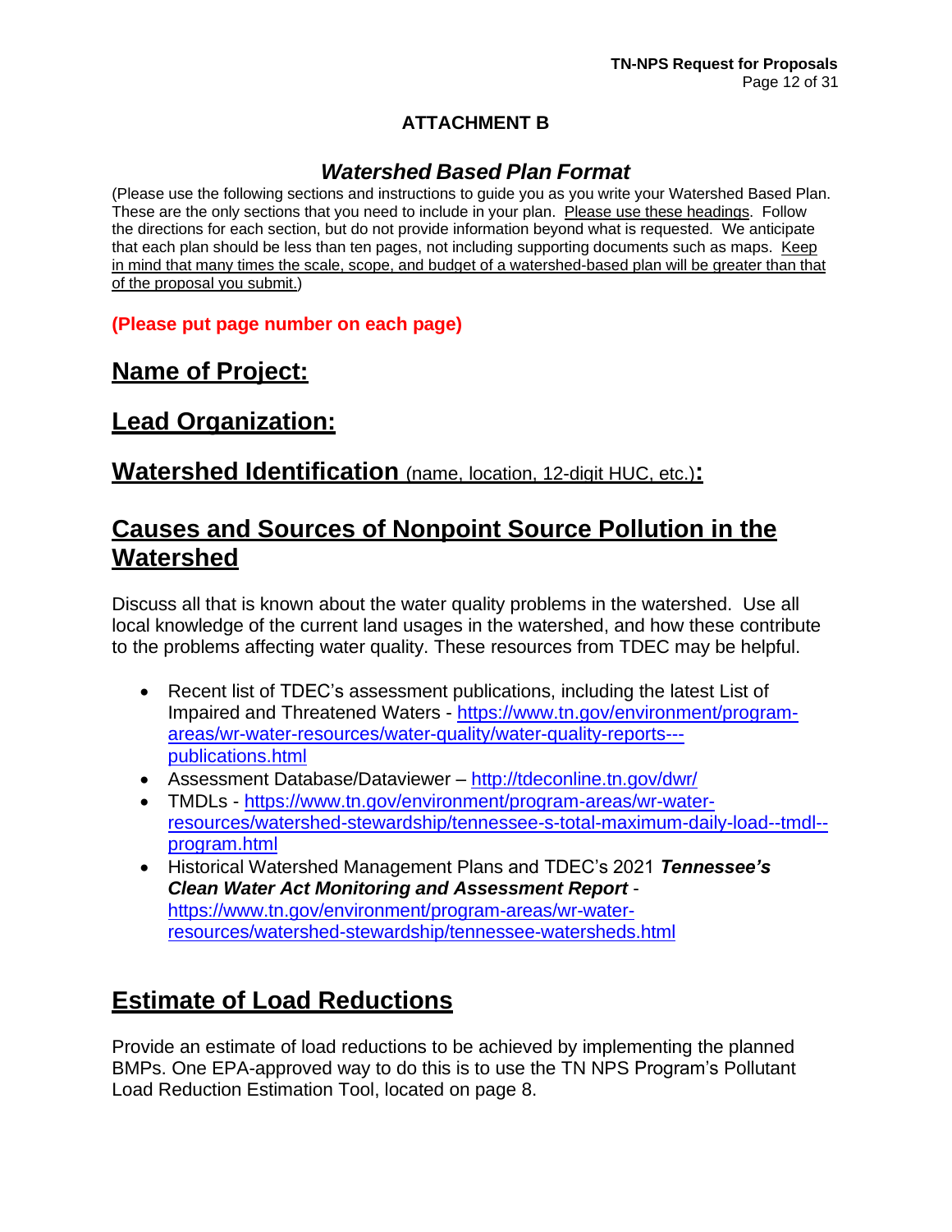**ATTACHMENT B**

# *Watershed Based Plan Format*

(Please use the following sections and instructions to guide you as you write your Watershed Based Plan. These are the only sections that you need to include in your plan. Please use these headings. Follow the directions for each section, but do not provide information beyond what is requested. We anticipate that each plan should be less than ten pages, not including supporting documents such as maps. Keep in mind that many times the scale, scope, and budget of a watershed-based plan will be greater than that of the proposal you submit.)

**(Please put page number on each page)**

## Name of Project:

## Lead Organization:

## Watershed Identification (name, location, 12-digit HUC, etc.):

## Causes and Sources of Nonpoint Source Pollution in the Watershed

Discuss all that is known about the water quality problems in the watershed. Use all local knowledge of the current land usages in the watershed, and how these contribute to the problems affecting water quality. These resources from TDEC may be helpful.

- Recent list of TDEC's assessment publications, including the latest List of Impaired and Threatened Waters - https://www.tn.gov/environment/program-areas/wr-water-resources/water-quality/water-quality-reports---publications.html
- Assessment Database/Dataviewer – http://tdeconline.tn.gov/dwr/
- TMDLs - https://www.tn.gov/environment/program-areas/wr-water-resources/watershed-stewardship/tennessee-s-total-maximum-daily-load--tmdl--program.html
- Historical Watershed Management Plans and TDEC's 2021 ***Tennessee's Clean Water Act Monitoring and Assessment Report*** - https://www.tn.gov/environment/program-areas/wr-water-resources/watershed-stewardship/tennessee-watersheds.html

## Estimate of Load Reductions

Provide an estimate of load reductions to be achieved by implementing the planned BMPs. One EPA-approved way to do this is to use the TN NPS Program's Pollutant Load Reduction Estimation Tool, located on page 8.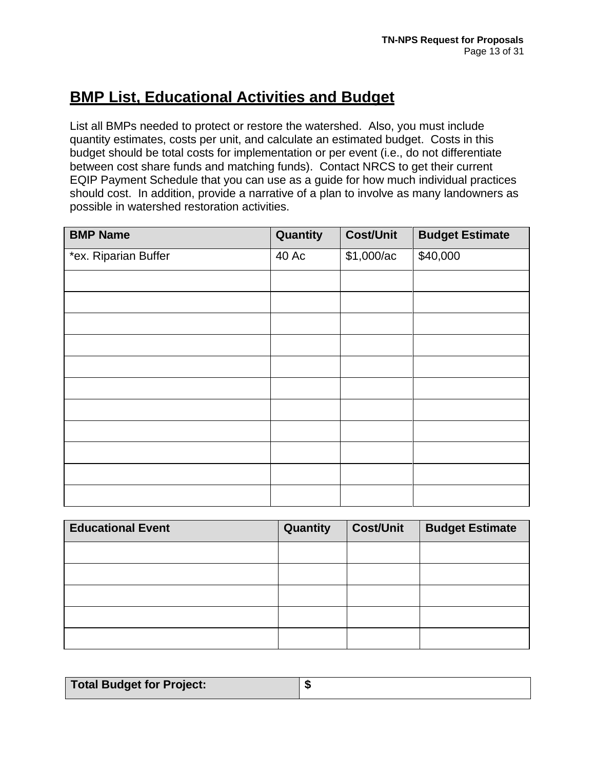## BMP List, Educational Activities and Budget

List all BMPs needed to protect or restore the watershed. Also, you must include quantity estimates, costs per unit, and calculate an estimated budget. Costs in this budget should be total costs for implementation or per event (i.e., do not differentiate between cost share funds and matching funds). Contact NRCS to get their current EQIP Payment Schedule that you can use as a guide for how much individual practices should cost. In addition, provide a narrative of a plan to involve as many landowners as possible in watershed restoration activities.

| BMP Name | Quantity | Cost/Unit | Budget Estimate |
|---|---|---|---|
| *ex. Riparian Buffer | 40 Ac | $1,000/ac | $40,000 |
| | | | |
| | | | |
| | | | |
| | | | |
| | | | |
| | | | |
| | | | |
| | | | |
| | | | |
| | | | |
| | | | |

| Educational Event | Quantity | Cost/Unit | Budget Estimate |
|---|---|---|---|
| | | | |
| | | | |
| | | | |
| | | | |
| | | | |

| Total Budget for Project: | $ |
|---|---|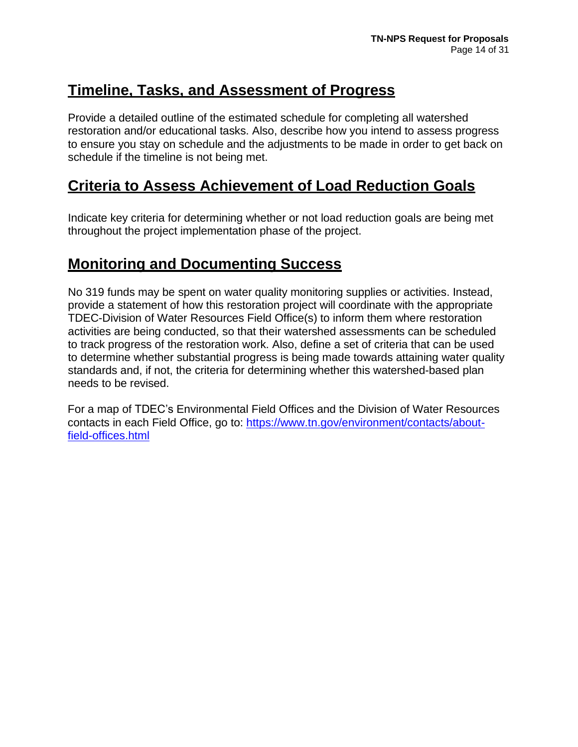## Timeline, Tasks, and Assessment of Progress

Provide a detailed outline of the estimated schedule for completing all watershed restoration and/or educational tasks. Also, describe how you intend to assess progress to ensure you stay on schedule and the adjustments to be made in order to get back on schedule if the timeline is not being met.

## Criteria to Assess Achievement of Load Reduction Goals

Indicate key criteria for determining whether or not load reduction goals are being met throughout the project implementation phase of the project.

## Monitoring and Documenting Success

No 319 funds may be spent on water quality monitoring supplies or activities. Instead, provide a statement of how this restoration project will coordinate with the appropriate TDEC-Division of Water Resources Field Office(s) to inform them where restoration activities are being conducted, so that their watershed assessments can be scheduled to track progress of the restoration work. Also, define a set of criteria that can be used to determine whether substantial progress is being made towards attaining water quality standards and, if not, the criteria for determining whether this watershed-based plan needs to be revised.

For a map of TDEC's Environmental Field Offices and the Division of Water Resources contacts in each Field Office, go to: [https://www.tn.gov/environment/contacts/about-field-offices.html](https://www.tn.gov/environment/contacts/about-field-offices.html)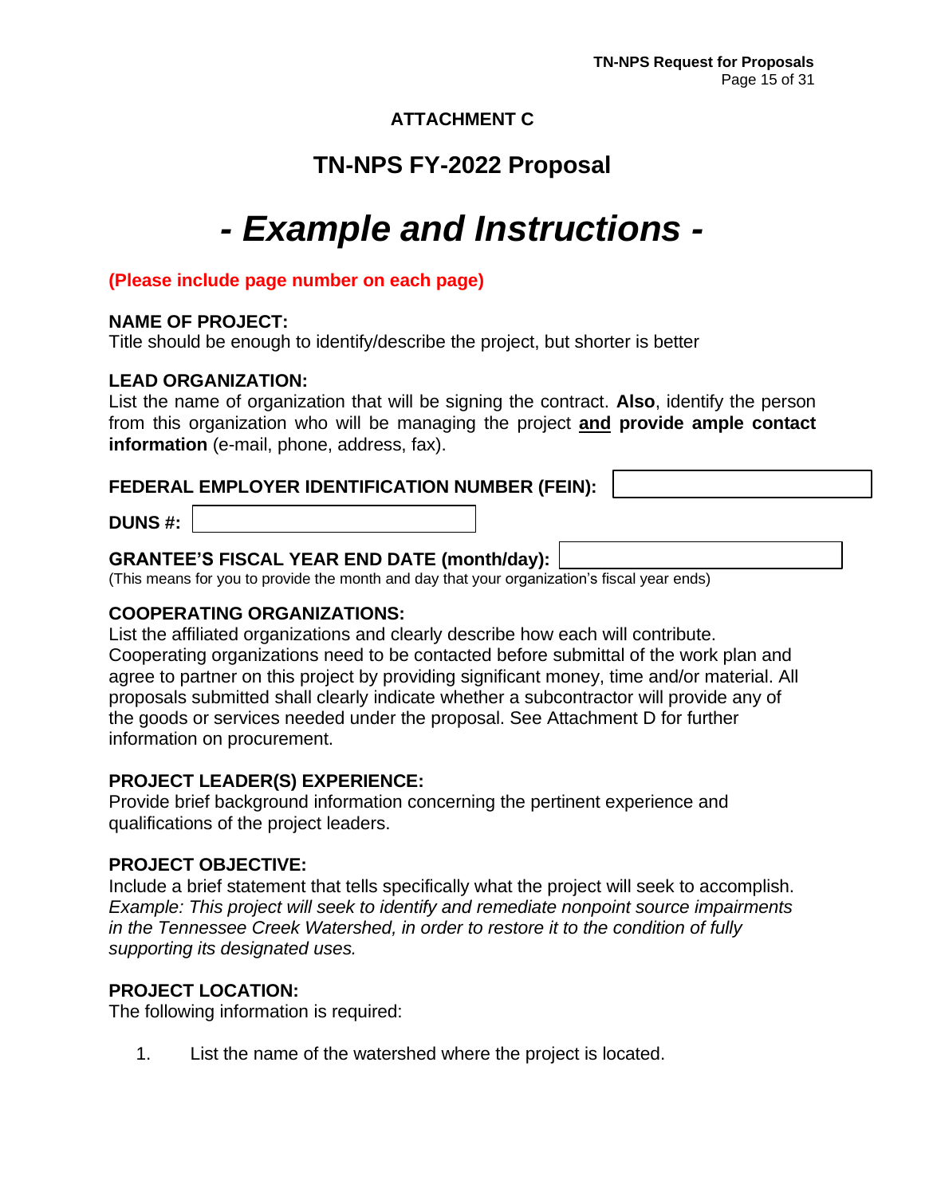**ATTACHMENT C**

## TN-NPS FY-2022 Proposal

# *- Example and Instructions -*

**(Please include page number on each page)**

**NAME OF PROJECT:**
Title should be enough to identify/describe the project, but shorter is better

**LEAD ORGANIZATION:**
List the name of organization that will be signing the contract. **Also**, identify the person from this organization who will be managing the project **and provide ample contact information** (e-mail, phone, address, fax).

**FEDERAL EMPLOYER IDENTIFICATION NUMBER (FEIN):**

**DUNS #:**

**GRANTEE'S FISCAL YEAR END DATE (month/day):**
(This means for you to provide the month and day that your organization's fiscal year ends)

**COOPERATING ORGANIZATIONS:**
List the affiliated organizations and clearly describe how each will contribute. Cooperating organizations need to be contacted before submittal of the work plan and agree to partner on this project by providing significant money, time and/or material. All proposals submitted shall clearly indicate whether a subcontractor will provide any of the goods or services needed under the proposal. See Attachment D for further information on procurement.

**PROJECT LEADER(S) EXPERIENCE:**
Provide brief background information concerning the pertinent experience and qualifications of the project leaders.

**PROJECT OBJECTIVE:**
Include a brief statement that tells specifically what the project will seek to accomplish. *Example: This project will seek to identify and remediate nonpoint source impairments in the Tennessee Creek Watershed, in order to restore it to the condition of fully supporting its designated uses.*

**PROJECT LOCATION:**
The following information is required:

1. List the name of the watershed where the project is located.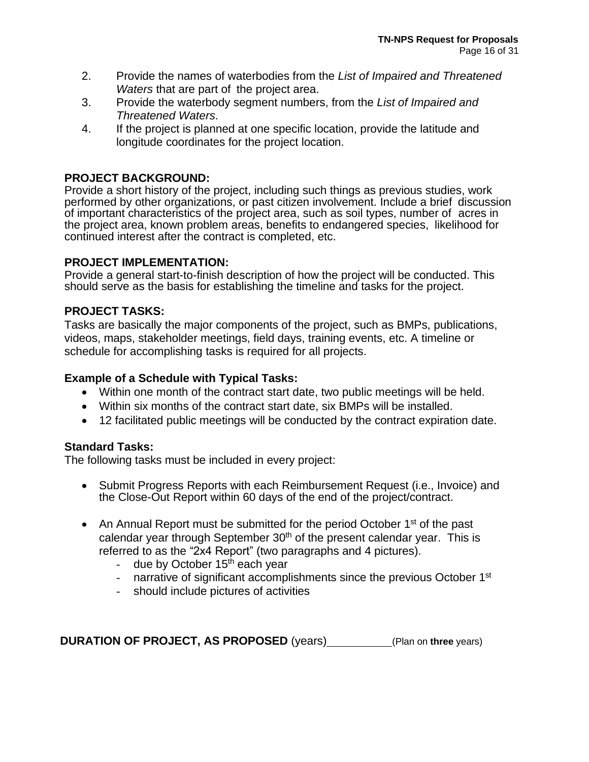2. Provide the names of waterbodies from the *List of Impaired and Threatened Waters* that are part of the project area.
3. Provide the waterbody segment numbers, from the *List of Impaired and Threatened Waters*.
4. If the project is planned at one specific location, provide the latitude and longitude coordinates for the project location.

**PROJECT BACKGROUND:**
Provide a short history of the project, including such things as previous studies, work performed by other organizations, or past citizen involvement. Include a brief discussion of important characteristics of the project area, such as soil types, number of acres in the project area, known problem areas, benefits to endangered species, likelihood for continued interest after the contract is completed, etc.

**PROJECT IMPLEMENTATION:**
Provide a general start-to-finish description of how the project will be conducted. This should serve as the basis for establishing the timeline and tasks for the project.

**PROJECT TASKS:**
Tasks are basically the major components of the project, such as BMPs, publications, videos, maps, stakeholder meetings, field days, training events, etc. A timeline or schedule for accomplishing tasks is required for all projects.

**Example of a Schedule with Typical Tasks:**

- Within one month of the contract start date, two public meetings will be held.
- Within six months of the contract start date, six BMPs will be installed.
- 12 facilitated public meetings will be conducted by the contract expiration date.

**Standard Tasks:**
The following tasks must be included in every project:

- Submit Progress Reports with each Reimbursement Request (i.e., Invoice) and the Close-Out Report within 60 days of the end of the project/contract.

- An Annual Report must be submitted for the period October 1st of the past calendar year through September 30th of the present calendar year. This is referred to as the "2x4 Report" (two paragraphs and 4 pictures).
  - due by October 15th each year
  - narrative of significant accomplishments since the previous October 1st
  - should include pictures of activities

**DURATION OF PROJECT, AS PROPOSED** (years)__________ (Plan on **three** years)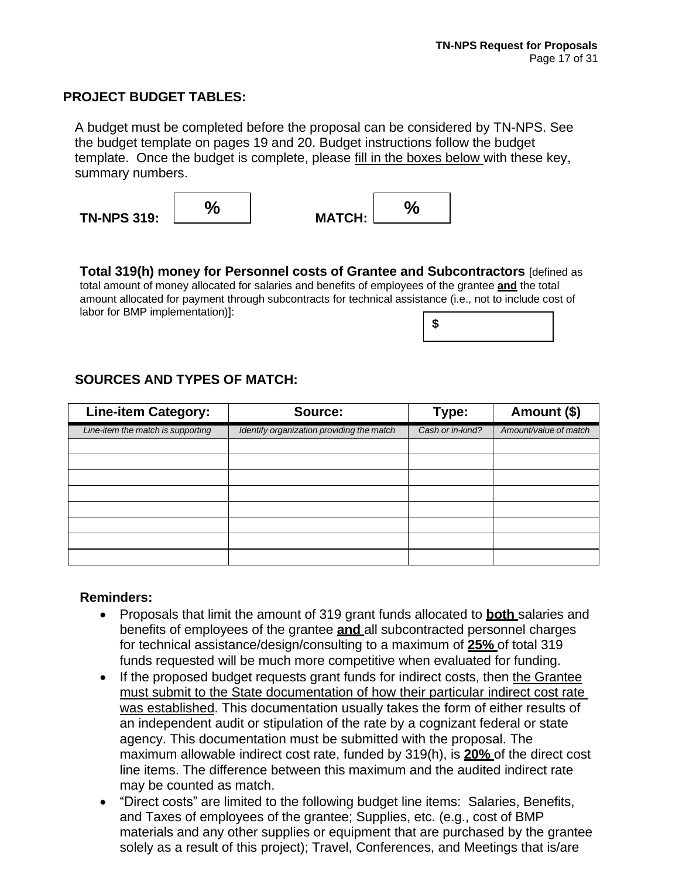## PROJECT BUDGET TABLES:

A budget must be completed before the proposal can be considered by TN-NPS. See the budget template on pages 19 and 20. Budget instructions follow the budget template. Once the budget is complete, please fill in the boxes below with these key, summary numbers.

**TN-NPS 319:** [ **%** ] **MATCH:** [ **%** ]

**Total 319(h) money for Personnel costs of Grantee and Subcontractors** [defined as total amount of money allocated for salaries and benefits of employees of the grantee **and** the total amount allocated for payment through subcontracts for technical assistance (i.e., not to include cost of labor for BMP implementation)]:

[ **$** ]

### SOURCES AND TYPES OF MATCH:

| Line-item Category: | Source: | Type: | Amount ($) |
| --- | --- | --- | --- |
| *Line-item the match is supporting* | *Identify organization providing the match* | *Cash or in-kind?* | *Amount/value of match* |
| | | | |
| | | | |
| | | | |
| | | | |
| | | | |
| | | | |
| | | | |
| | | | |

**Reminders:**

- Proposals that limit the amount of 319 grant funds allocated to **both** salaries and benefits of employees of the grantee **and** all subcontracted personnel charges for technical assistance/design/consulting to a maximum of **25%** of total 319 funds requested will be much more competitive when evaluated for funding.
- If the proposed budget requests grant funds for indirect costs, then the Grantee must submit to the State documentation of how their particular indirect cost rate was established. This documentation usually takes the form of either results of an independent audit or stipulation of the rate by a cognizant federal or state agency. This documentation must be submitted with the proposal. The maximum allowable indirect cost rate, funded by 319(h), is **20%** of the direct cost line items. The difference between this maximum and the audited indirect rate may be counted as match.
- "Direct costs" are limited to the following budget line items: Salaries, Benefits, and Taxes of employees of the grantee; Supplies, etc. (e.g., cost of BMP materials and any other supplies or equipment that are purchased by the grantee solely as a result of this project); Travel, Conferences, and Meetings that is/are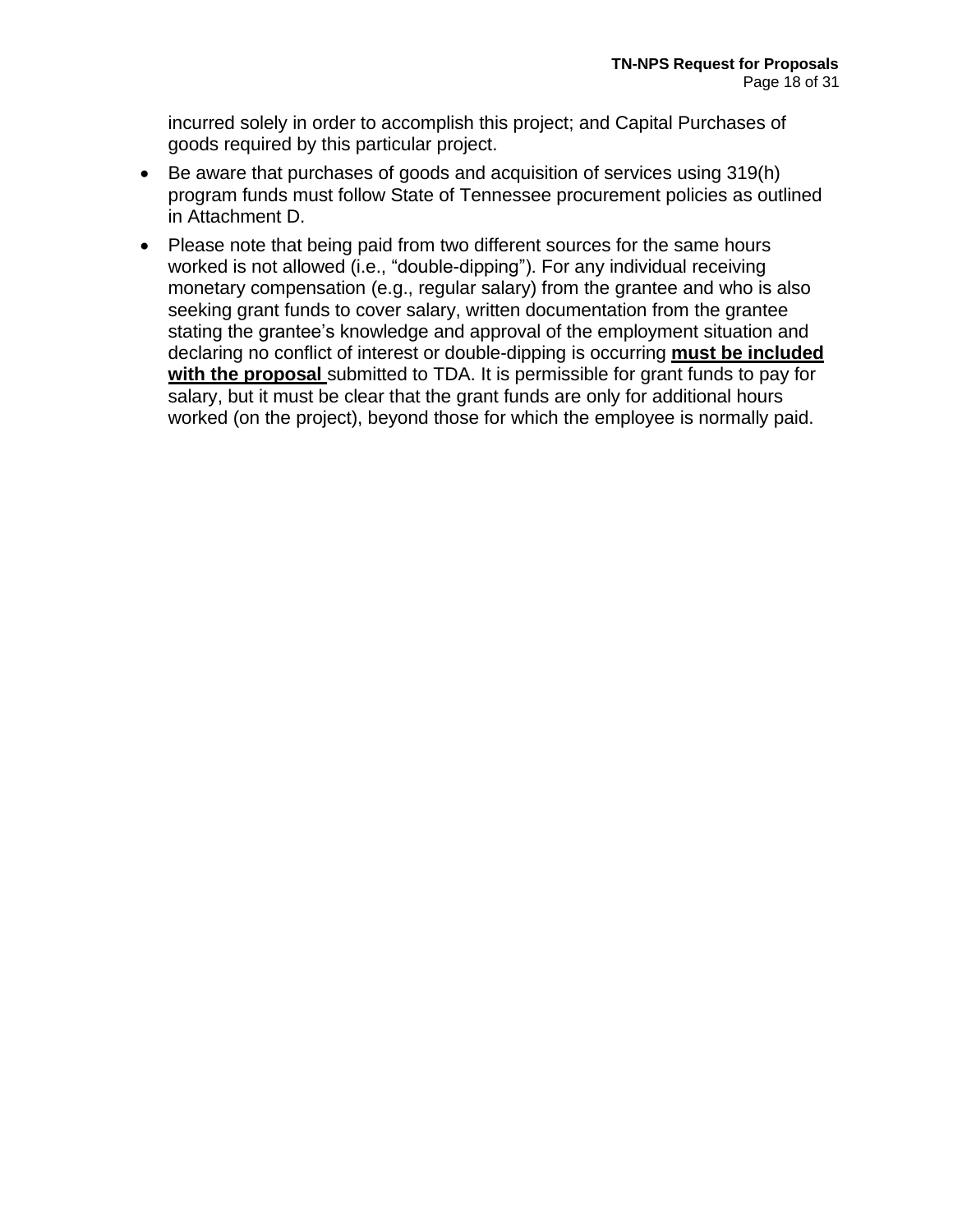incurred solely in order to accomplish this project; and Capital Purchases of goods required by this particular project.

- Be aware that purchases of goods and acquisition of services using 319(h) program funds must follow State of Tennessee procurement policies as outlined in Attachment D.
- Please note that being paid from two different sources for the same hours worked is not allowed (i.e., “double-dipping”). For any individual receiving monetary compensation (e.g., regular salary) from the grantee and who is also seeking grant funds to cover salary, written documentation from the grantee stating the grantee’s knowledge and approval of the employment situation and declaring no conflict of interest or double-dipping is occurring **must be included with the proposal** submitted to TDA. It is permissible for grant funds to pay for salary, but it must be clear that the grant funds are only for additional hours worked (on the project), beyond those for which the employee is normally paid.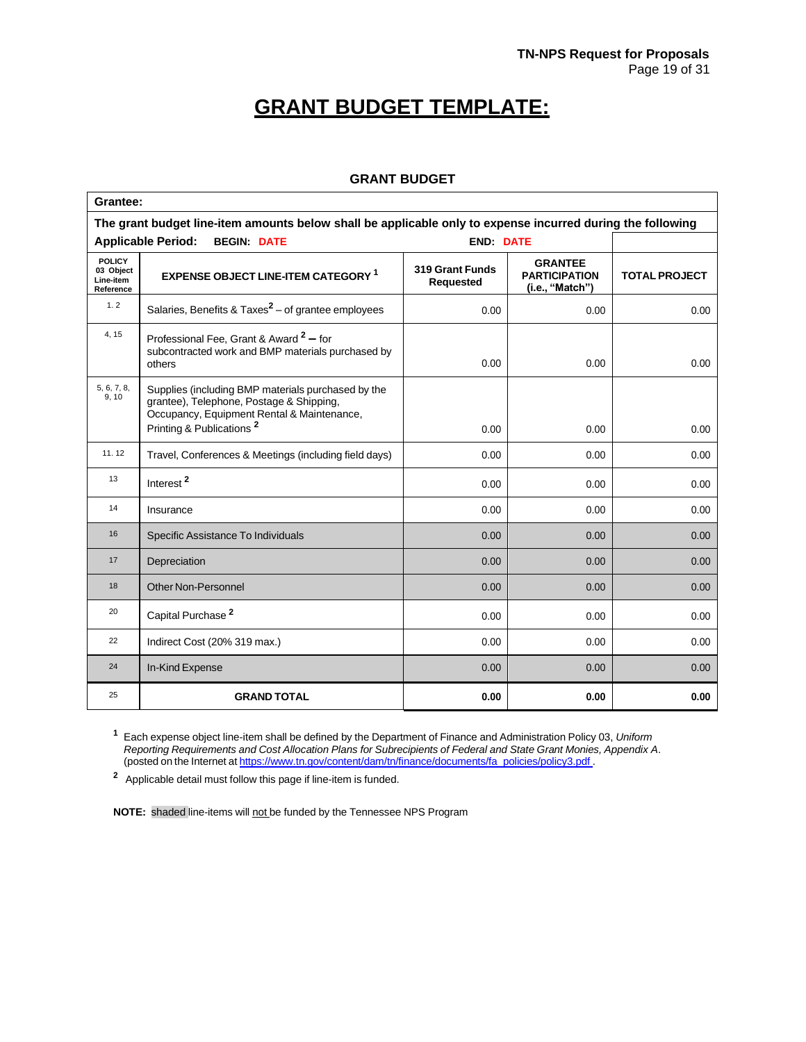# GRANT BUDGET TEMPLATE:

**GRANT BUDGET**

| **Grantee:** | | | | |
|---|---|---|---|---|
| **The grant budget line-item amounts below shall be applicable only to expense incurred during the following** | | | | |
| **Applicable Period: BEGIN: DATE** | | **END: DATE** | | |
| **POLICY 03 Object Line-item Reference** | **EXPENSE OBJECT LINE-ITEM CATEGORY [1]** | **319 Grant Funds Requested** | **GRANTEE PARTICIPATION (i.e., "Match")** | **TOTAL PROJECT** |
| 1. 2 | Salaries, Benefits & Taxes[2] – of grantee employees | 0.00 | 0.00 | 0.00 |
| 4, 15 | Professional Fee, Grant & Award [2] – for subcontracted work and BMP materials purchased by others | 0.00 | 0.00 | 0.00 |
| 5, 6, 7, 8, 9, 10 | Supplies (including BMP materials purchased by the grantee), Telephone, Postage & Shipping, Occupancy, Equipment Rental & Maintenance, Printing & Publications [2] | 0.00 | 0.00 | 0.00 |
| 11. 12 | Travel, Conferences & Meetings (including field days) | 0.00 | 0.00 | 0.00 |
| 13 | Interest [2] | 0.00 | 0.00 | 0.00 |
| 14 | Insurance | 0.00 | 0.00 | 0.00 |
| 16 | Specific Assistance To Individuals | 0.00 | 0.00 | 0.00 |
| 17 | Depreciation | 0.00 | 0.00 | 0.00 |
| 18 | Other Non-Personnel | 0.00 | 0.00 | 0.00 |
| 20 | Capital Purchase [2] | 0.00 | 0.00 | 0.00 |
| 22 | Indirect Cost (20% 319 max.) | 0.00 | 0.00 | 0.00 |
| 24 | In-Kind Expense | 0.00 | 0.00 | 0.00 |
| 25 | **GRAND TOTAL** | **0.00** | **0.00** | **0.00** |

[1] Each expense object line-item shall be defined by the Department of Finance and Administration Policy 03, *Uniform Reporting Requirements and Cost Allocation Plans for Subrecipients of Federal and State Grant Monies, Appendix A*. (posted on the Internet at https://www.tn.gov/content/dam/tn/finance/documents/fa_policies/policy3.pdf .

[2] Applicable detail must follow this page if line-item is funded.

**NOTE:** shaded line-items will not be funded by the Tennessee NPS Program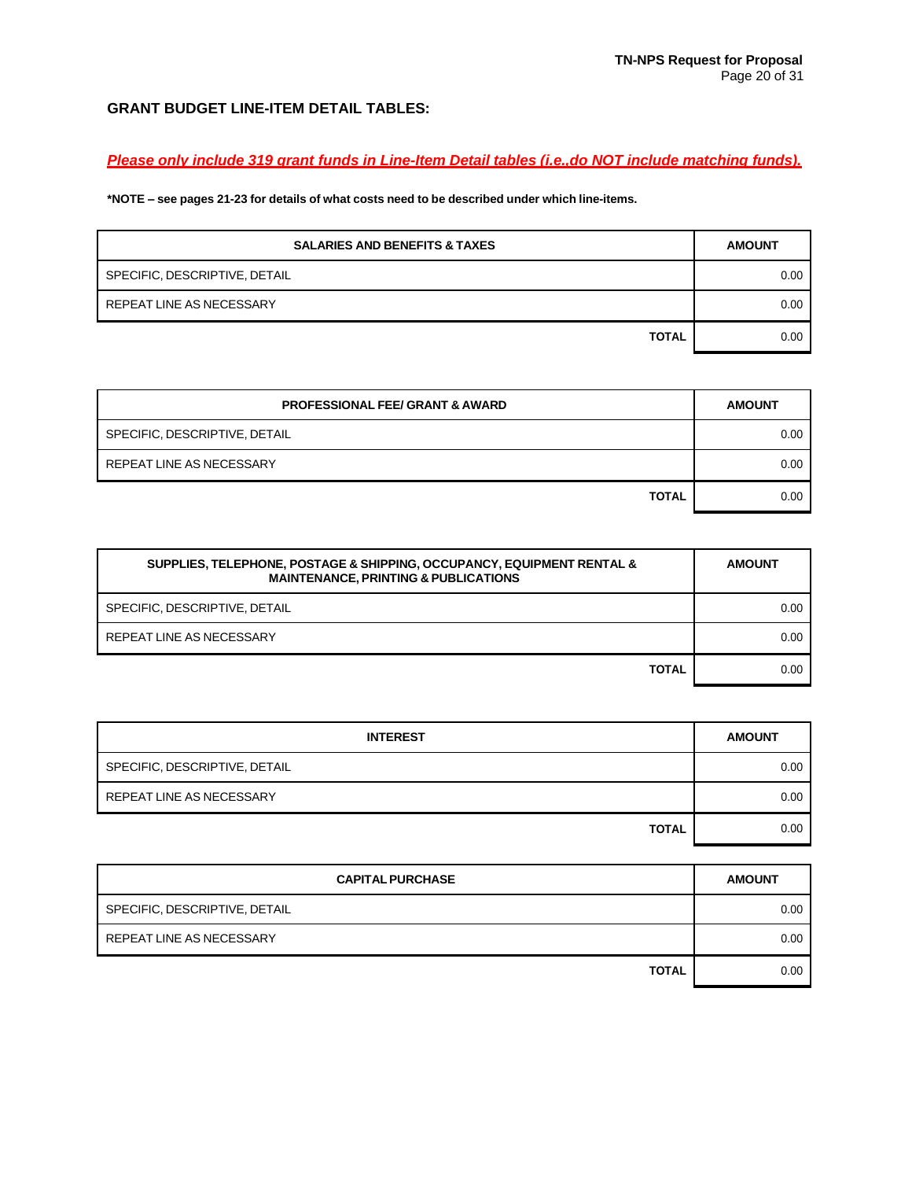## GRANT BUDGET LINE-ITEM DETAIL TABLES:

***Please only include 319 grant funds in Line-Item Detail tables (i.e.,do NOT include matching funds).***

**\*NOTE – see pages 21-23 for details of what costs need to be described under which line-items.**

| SALARIES AND BENEFITS & TAXES | AMOUNT |
|---|---|
| SPECIFIC, DESCRIPTIVE, DETAIL | 0.00 |
| REPEAT LINE AS NECESSARY | 0.00 |
| **TOTAL** | 0.00 |

| PROFESSIONAL FEE/ GRANT & AWARD | AMOUNT |
|---|---|
| SPECIFIC, DESCRIPTIVE, DETAIL | 0.00 |
| REPEAT LINE AS NECESSARY | 0.00 |
| **TOTAL** | 0.00 |

| SUPPLIES, TELEPHONE, POSTAGE & SHIPPING, OCCUPANCY, EQUIPMENT RENTAL & MAINTENANCE, PRINTING & PUBLICATIONS | AMOUNT |
|---|---|
| SPECIFIC, DESCRIPTIVE, DETAIL | 0.00 |
| REPEAT LINE AS NECESSARY | 0.00 |
| **TOTAL** | 0.00 |

| INTEREST | AMOUNT |
|---|---|
| SPECIFIC, DESCRIPTIVE, DETAIL | 0.00 |
| REPEAT LINE AS NECESSARY | 0.00 |
| **TOTAL** | 0.00 |

| CAPITAL PURCHASE | AMOUNT |
|---|---|
| SPECIFIC, DESCRIPTIVE, DETAIL | 0.00 |
| REPEAT LINE AS NECESSARY | 0.00 |
| **TOTAL** | 0.00 |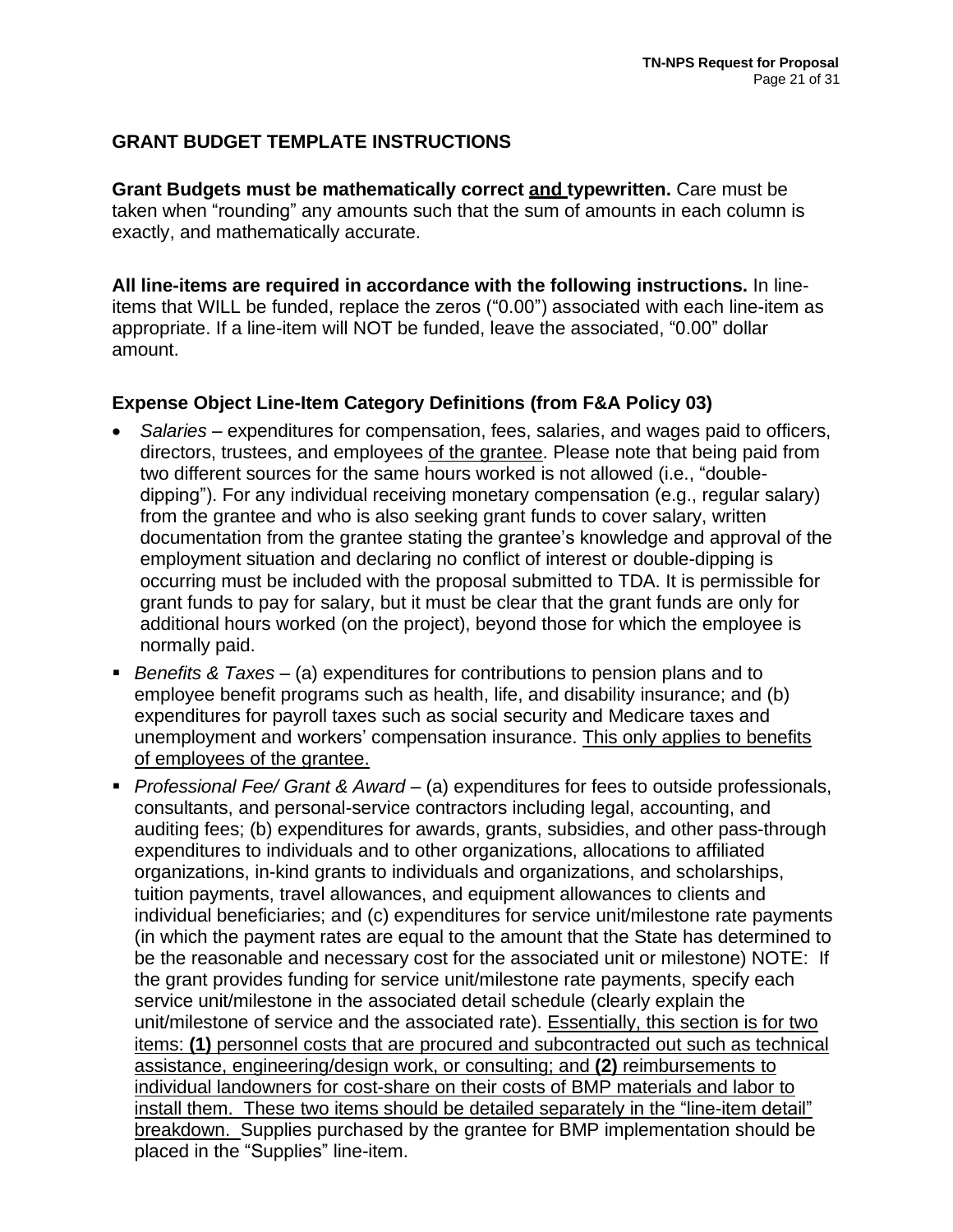## GRANT BUDGET TEMPLATE INSTRUCTIONS

**Grant Budgets must be mathematically correct <u>and</u> typewritten.** Care must be taken when "rounding" any amounts such that the sum of amounts in each column is exactly, and mathematically accurate.

**All line-items are required in accordance with the following instructions.** In line-items that WILL be funded, replace the zeros ("0.00") associated with each line-item as appropriate. If a line-item will NOT be funded, leave the associated, "0.00" dollar amount.

### Expense Object Line-Item Category Definitions (from F&A Policy 03)

- *Salaries* – expenditures for compensation, fees, salaries, and wages paid to officers, directors, trustees, and employees <u>of the grantee</u>. Please note that being paid from two different sources for the same hours worked is not allowed (i.e., "double-dipping"). For any individual receiving monetary compensation (e.g., regular salary) from the grantee and who is also seeking grant funds to cover salary, written documentation from the grantee stating the grantee's knowledge and approval of the employment situation and declaring no conflict of interest or double-dipping is occurring must be included with the proposal submitted to TDA. It is permissible for grant funds to pay for salary, but it must be clear that the grant funds are only for additional hours worked (on the project), beyond those for which the employee is normally paid.
- *Benefits & Taxes* – (a) expenditures for contributions to pension plans and to employee benefit programs such as health, life, and disability insurance; and (b) expenditures for payroll taxes such as social security and Medicare taxes and unemployment and workers' compensation insurance. <u>This only applies to benefits of employees of the grantee.</u>
- *Professional Fee/ Grant & Award* – (a) expenditures for fees to outside professionals, consultants, and personal-service contractors including legal, accounting, and auditing fees; (b) expenditures for awards, grants, subsidies, and other pass-through expenditures to individuals and to other organizations, allocations to affiliated organizations, in-kind grants to individuals and organizations, and scholarships, tuition payments, travel allowances, and equipment allowances to clients and individual beneficiaries; and (c) expenditures for service unit/milestone rate payments (in which the payment rates are equal to the amount that the State has determined to be the reasonable and necessary cost for the associated unit or milestone) NOTE: If the grant provides funding for service unit/milestone rate payments, specify each service unit/milestone in the associated detail schedule (clearly explain the unit/milestone of service and the associated rate). <u>Essentially, this section is for two items: **(1)** personnel costs that are procured and subcontracted out such as technical assistance, engineering/design work, or consulting; and **(2)** reimbursements to individual landowners for cost-share on their costs of BMP materials and labor to install them. These two items should be detailed separately in the "line-item detail" breakdown.</u> Supplies purchased by the grantee for BMP implementation should be placed in the "Supplies" line-item.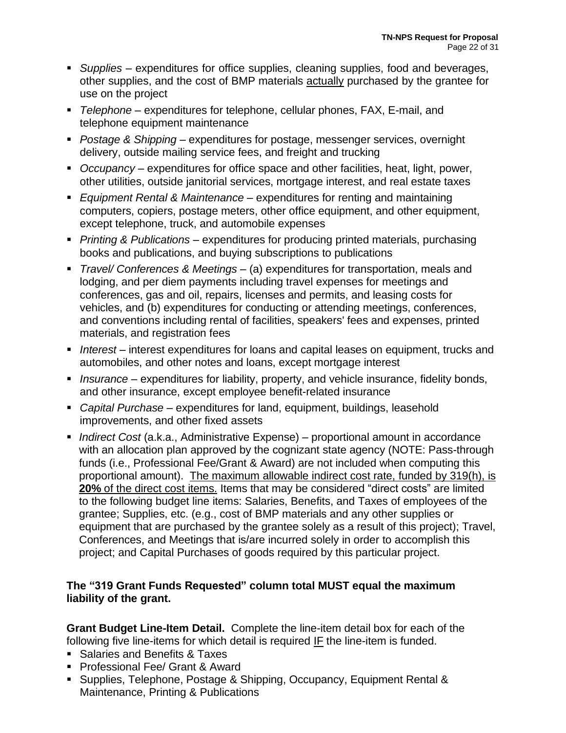- *Supplies* – expenditures for office supplies, cleaning supplies, food and beverages, other supplies, and the cost of BMP materials <u>actually</u> purchased by the grantee for use on the project
- *Telephone* – expenditures for telephone, cellular phones, FAX, E-mail, and telephone equipment maintenance
- *Postage & Shipping* – expenditures for postage, messenger services, overnight delivery, outside mailing service fees, and freight and trucking
- *Occupancy* – expenditures for office space and other facilities, heat, light, power, other utilities, outside janitorial services, mortgage interest, and real estate taxes
- *Equipment Rental & Maintenance* – expenditures for renting and maintaining computers, copiers, postage meters, other office equipment, and other equipment, except telephone, truck, and automobile expenses
- *Printing & Publications* – expenditures for producing printed materials, purchasing books and publications, and buying subscriptions to publications
- *Travel/ Conferences & Meetings* – (a) expenditures for transportation, meals and lodging, and per diem payments including travel expenses for meetings and conferences, gas and oil, repairs, licenses and permits, and leasing costs for vehicles, and (b) expenditures for conducting or attending meetings, conferences, and conventions including rental of facilities, speakers' fees and expenses, printed materials, and registration fees
- *Interest* – interest expenditures for loans and capital leases on equipment, trucks and automobiles, and other notes and loans, except mortgage interest
- *Insurance* – expenditures for liability, property, and vehicle insurance, fidelity bonds, and other insurance, except employee benefit-related insurance
- *Capital Purchase* – expenditures for land, equipment, buildings, leasehold improvements, and other fixed assets
- *Indirect Cost* (a.k.a., Administrative Expense) – proportional amount in accordance with an allocation plan approved by the cognizant state agency (NOTE: Pass-through funds (i.e., Professional Fee/Grant & Award) are not included when computing this proportional amount). <u>The maximum allowable indirect cost rate, funded by 319(h), is **20%** of the direct cost items.</u> Items that may be considered "direct costs" are limited to the following budget line items: Salaries, Benefits, and Taxes of employees of the grantee; Supplies, etc. (e.g., cost of BMP materials and any other supplies or equipment that are purchased by the grantee solely as a result of this project); Travel, Conferences, and Meetings that is/are incurred solely in order to accomplish this project; and Capital Purchases of goods required by this particular project.

**The "319 Grant Funds Requested" column total MUST equal the maximum liability of the grant.**

**Grant Budget Line-Item Detail.** Complete the line-item detail box for each of the following five line-items for which detail is required <u>IF</u> the line-item is funded.

- Salaries and Benefits & Taxes
- Professional Fee/ Grant & Award
- Supplies, Telephone, Postage & Shipping, Occupancy, Equipment Rental & Maintenance, Printing & Publications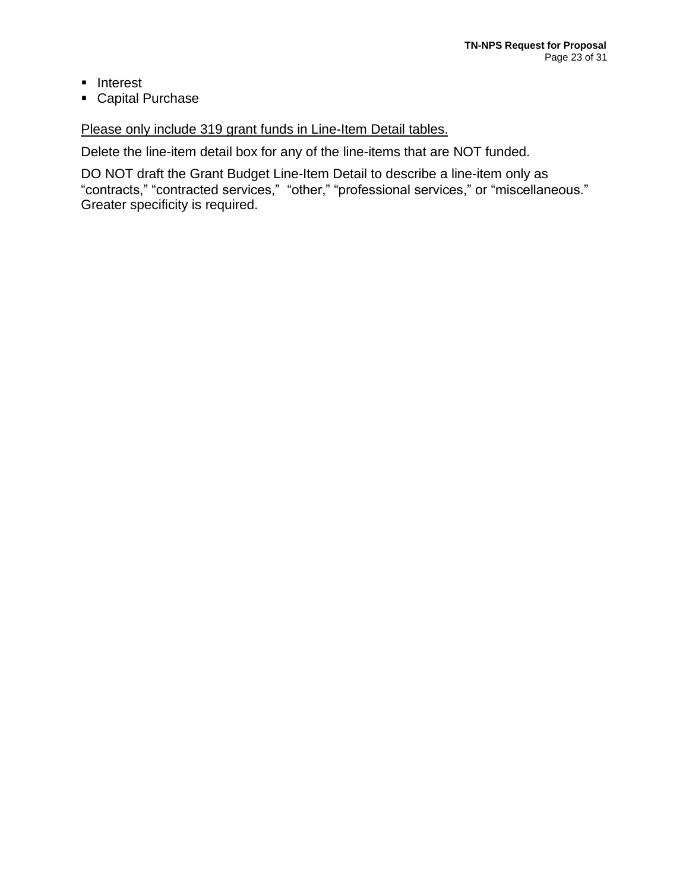- Interest
- Capital Purchase

<u>Please only include 319 grant funds in Line-Item Detail tables.</u>

Delete the line-item detail box for any of the line-items that are NOT funded.

DO NOT draft the Grant Budget Line-Item Detail to describe a line-item only as "contracts," "contracted services," "other," "professional services," or "miscellaneous." Greater specificity is required.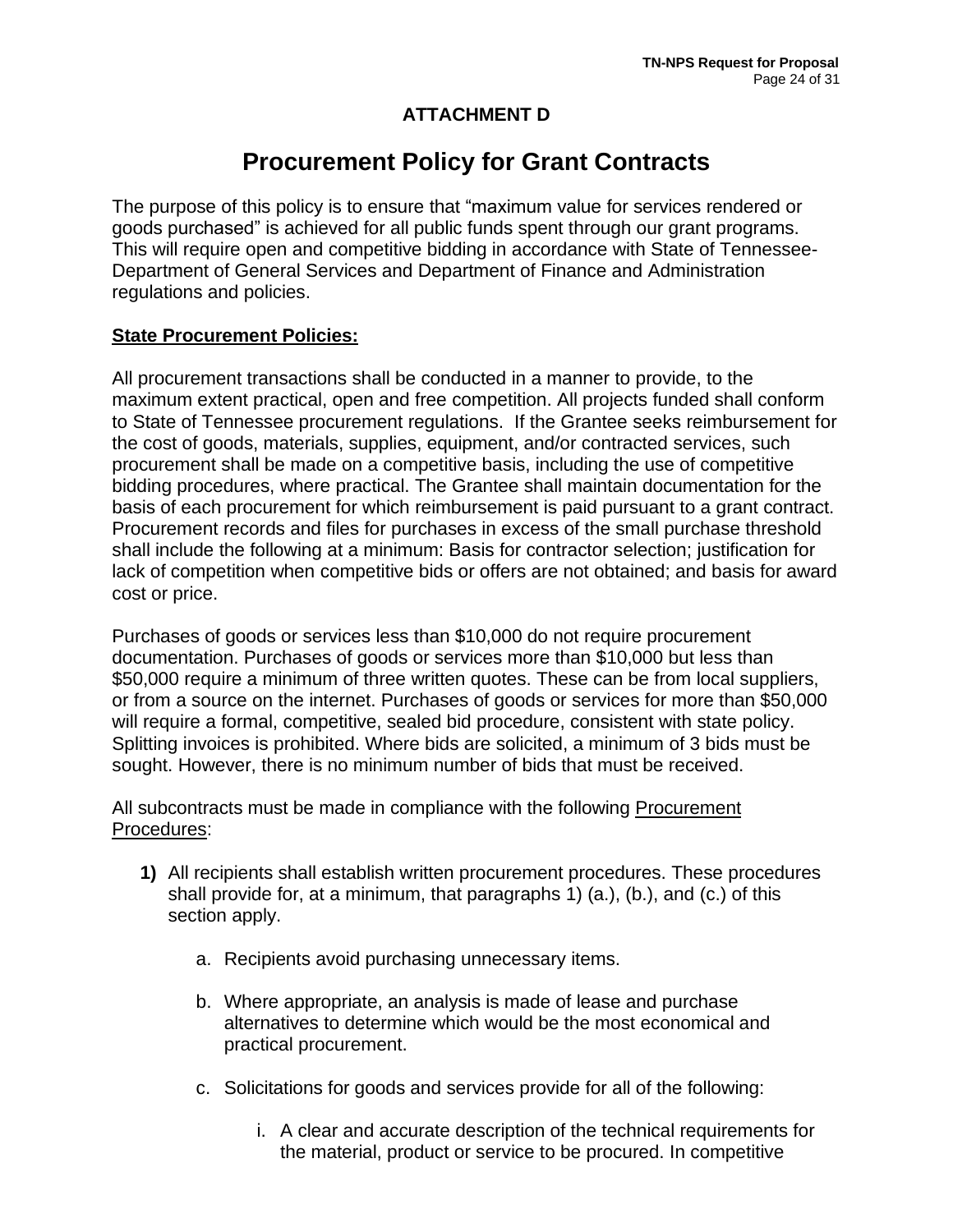## ATTACHMENT D

# Procurement Policy for Grant Contracts

The purpose of this policy is to ensure that "maximum value for services rendered or goods purchased" is achieved for all public funds spent through our grant programs. This will require open and competitive bidding in accordance with State of Tennessee-Department of General Services and Department of Finance and Administration regulations and policies.

**State Procurement Policies:**

All procurement transactions shall be conducted in a manner to provide, to the maximum extent practical, open and free competition. All projects funded shall conform to State of Tennessee procurement regulations. If the Grantee seeks reimbursement for the cost of goods, materials, supplies, equipment, and/or contracted services, such procurement shall be made on a competitive basis, including the use of competitive bidding procedures, where practical. The Grantee shall maintain documentation for the basis of each procurement for which reimbursement is paid pursuant to a grant contract. Procurement records and files for purchases in excess of the small purchase threshold shall include the following at a minimum: Basis for contractor selection; justification for lack of competition when competitive bids or offers are not obtained; and basis for award cost or price.

Purchases of goods or services less than $10,000 do not require procurement documentation. Purchases of goods or services more than $10,000 but less than $50,000 require a minimum of three written quotes. These can be from local suppliers, or from a source on the internet. Purchases of goods or services for more than $50,000 will require a formal, competitive, sealed bid procedure, consistent with state policy. Splitting invoices is prohibited. Where bids are solicited, a minimum of 3 bids must be sought. However, there is no minimum number of bids that must be received.

All subcontracts must be made in compliance with the following Procurement Procedures:

**1)** All recipients shall establish written procurement procedures. These procedures shall provide for, at a minimum, that paragraphs 1) (a.), (b.), and (c.) of this section apply.

   a. Recipients avoid purchasing unnecessary items.

   b. Where appropriate, an analysis is made of lease and purchase alternatives to determine which would be the most economical and practical procurement.

   c. Solicitations for goods and services provide for all of the following:

      i. A clear and accurate description of the technical requirements for the material, product or service to be procured. In competitive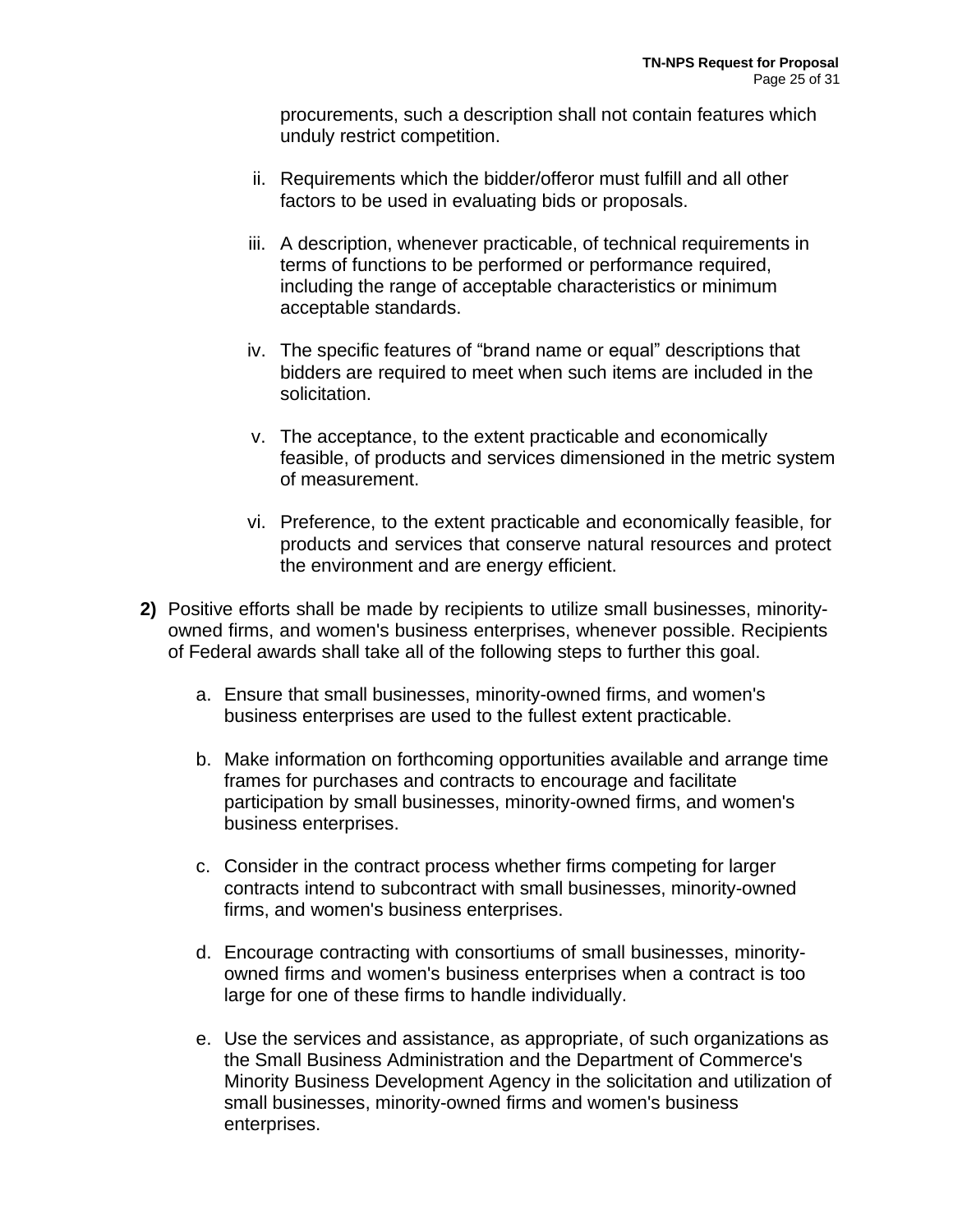procurements, such a description shall not contain features which unduly restrict competition.

ii. Requirements which the bidder/offeror must fulfill and all other factors to be used in evaluating bids or proposals.

iii. A description, whenever practicable, of technical requirements in terms of functions to be performed or performance required, including the range of acceptable characteristics or minimum acceptable standards.

iv. The specific features of “brand name or equal” descriptions that bidders are required to meet when such items are included in the solicitation.

v. The acceptance, to the extent practicable and economically feasible, of products and services dimensioned in the metric system of measurement.

vi. Preference, to the extent practicable and economically feasible, for products and services that conserve natural resources and protect the environment and are energy efficient.

**2)** Positive efforts shall be made by recipients to utilize small businesses, minority-owned firms, and women's business enterprises, whenever possible. Recipients of Federal awards shall take all of the following steps to further this goal.

a. Ensure that small businesses, minority-owned firms, and women's business enterprises are used to the fullest extent practicable.

b. Make information on forthcoming opportunities available and arrange time frames for purchases and contracts to encourage and facilitate participation by small businesses, minority-owned firms, and women's business enterprises.

c. Consider in the contract process whether firms competing for larger contracts intend to subcontract with small businesses, minority-owned firms, and women's business enterprises.

d. Encourage contracting with consortiums of small businesses, minority-owned firms and women's business enterprises when a contract is too large for one of these firms to handle individually.

e. Use the services and assistance, as appropriate, of such organizations as the Small Business Administration and the Department of Commerce's Minority Business Development Agency in the solicitation and utilization of small businesses, minority-owned firms and women's business enterprises.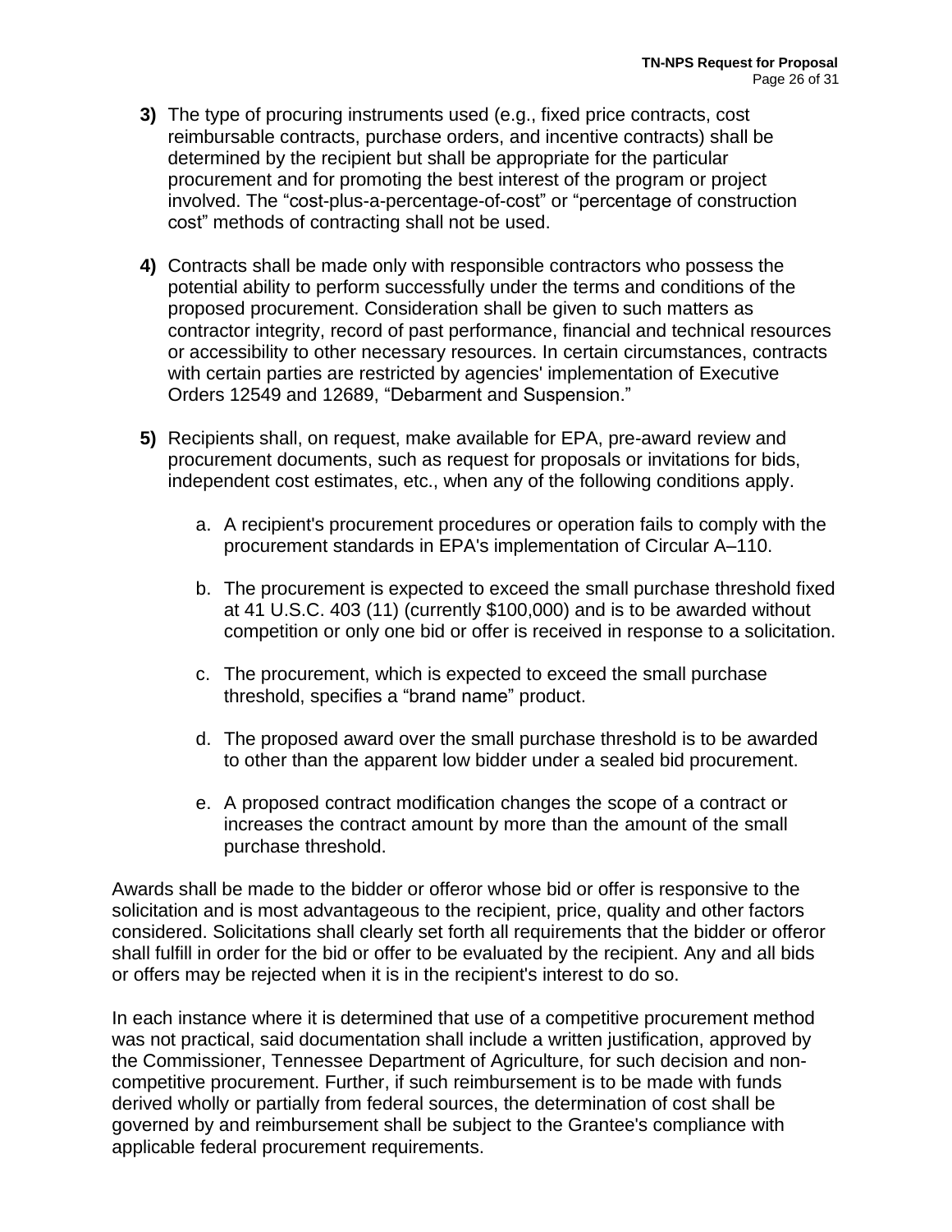**3)** The type of procuring instruments used (e.g., fixed price contracts, cost reimbursable contracts, purchase orders, and incentive contracts) shall be determined by the recipient but shall be appropriate for the particular procurement and for promoting the best interest of the program or project involved. The “cost-plus-a-percentage-of-cost” or “percentage of construction cost” methods of contracting shall not be used.

**4)** Contracts shall be made only with responsible contractors who possess the potential ability to perform successfully under the terms and conditions of the proposed procurement. Consideration shall be given to such matters as contractor integrity, record of past performance, financial and technical resources or accessibility to other necessary resources. In certain circumstances, contracts with certain parties are restricted by agencies' implementation of Executive Orders 12549 and 12689, “Debarment and Suspension.”

**5)** Recipients shall, on request, make available for EPA, pre-award review and procurement documents, such as request for proposals or invitations for bids, independent cost estimates, etc., when any of the following conditions apply.

   a. A recipient's procurement procedures or operation fails to comply with the procurement standards in EPA's implementation of Circular A–110.

   b. The procurement is expected to exceed the small purchase threshold fixed at 41 U.S.C. 403 (11) (currently $100,000) and is to be awarded without competition or only one bid or offer is received in response to a solicitation.

   c. The procurement, which is expected to exceed the small purchase threshold, specifies a “brand name” product.

   d. The proposed award over the small purchase threshold is to be awarded to other than the apparent low bidder under a sealed bid procurement.

   e. A proposed contract modification changes the scope of a contract or increases the contract amount by more than the amount of the small purchase threshold.

Awards shall be made to the bidder or offeror whose bid or offer is responsive to the solicitation and is most advantageous to the recipient, price, quality and other factors considered. Solicitations shall clearly set forth all requirements that the bidder or offeror shall fulfill in order for the bid or offer to be evaluated by the recipient. Any and all bids or offers may be rejected when it is in the recipient's interest to do so.

In each instance where it is determined that use of a competitive procurement method was not practical, said documentation shall include a written justification, approved by the Commissioner, Tennessee Department of Agriculture, for such decision and non-competitive procurement. Further, if such reimbursement is to be made with funds derived wholly or partially from federal sources, the determination of cost shall be governed by and reimbursement shall be subject to the Grantee's compliance with applicable federal procurement requirements.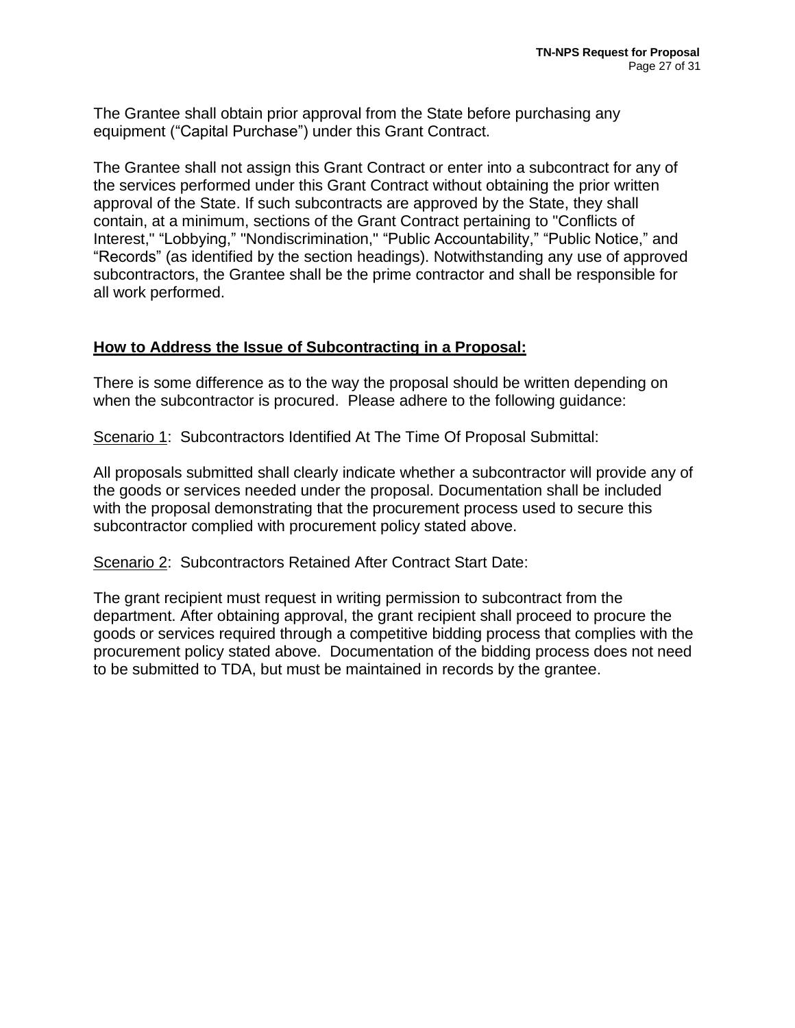The Grantee shall obtain prior approval from the State before purchasing any equipment (“Capital Purchase”) under this Grant Contract.

The Grantee shall not assign this Grant Contract or enter into a subcontract for any of the services performed under this Grant Contract without obtaining the prior written approval of the State. If such subcontracts are approved by the State, they shall contain, at a minimum, sections of the Grant Contract pertaining to "Conflicts of Interest," “Lobbying,” "Nondiscrimination," “Public Accountability,” “Public Notice,” and “Records” (as identified by the section headings). Notwithstanding any use of approved subcontractors, the Grantee shall be the prime contractor and shall be responsible for all work performed.

## How to Address the Issue of Subcontracting in a Proposal:

There is some difference as to the way the proposal should be written depending on when the subcontractor is procured. Please adhere to the following guidance:

<u>Scenario 1</u>: Subcontractors Identified At The Time Of Proposal Submittal:

All proposals submitted shall clearly indicate whether a subcontractor will provide any of the goods or services needed under the proposal. Documentation shall be included with the proposal demonstrating that the procurement process used to secure this subcontractor complied with procurement policy stated above.

<u>Scenario 2</u>: Subcontractors Retained After Contract Start Date:

The grant recipient must request in writing permission to subcontract from the department. After obtaining approval, the grant recipient shall proceed to procure the goods or services required through a competitive bidding process that complies with the procurement policy stated above. Documentation of the bidding process does not need to be submitted to TDA, but must be maintained in records by the grantee.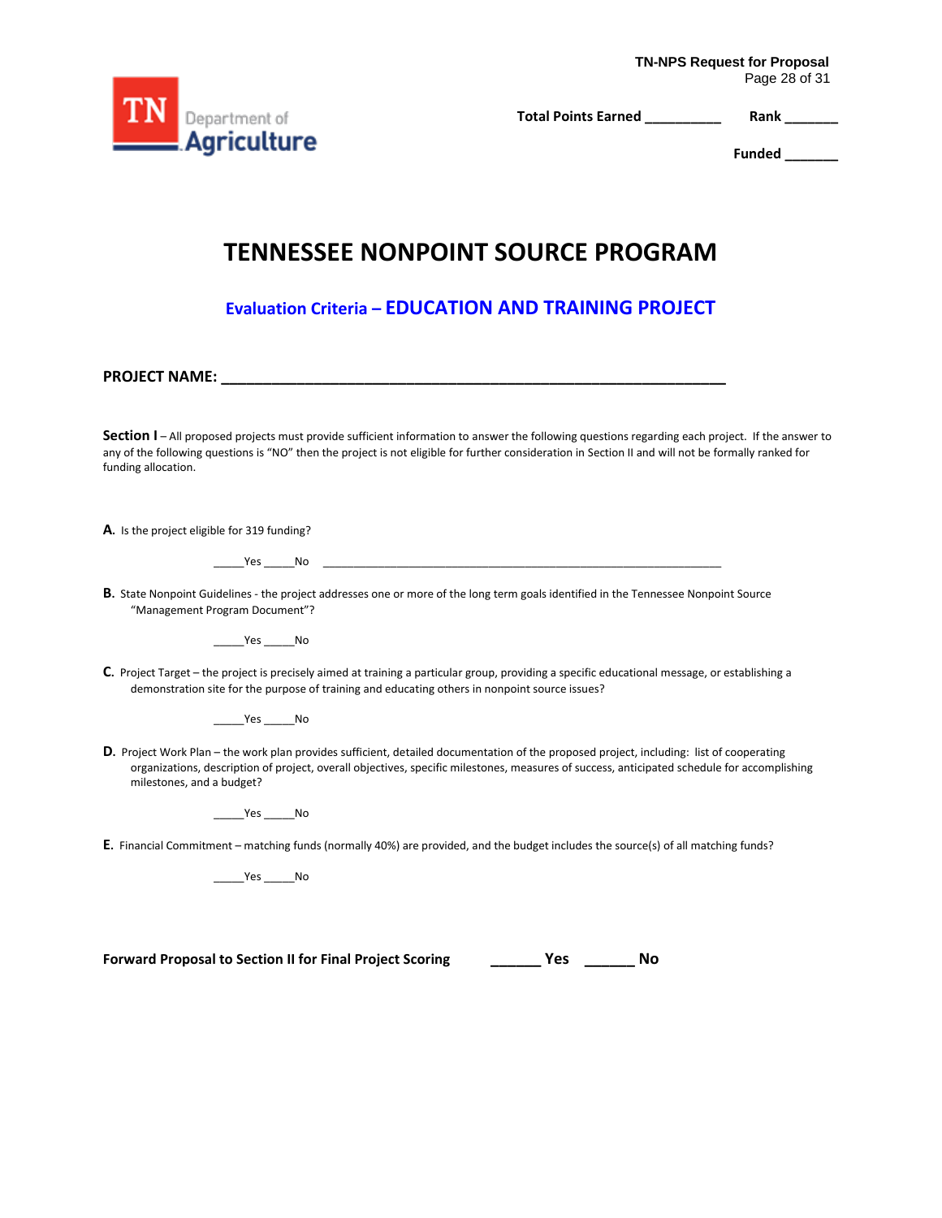Total Points Earned __________ Rank _______

Funded _______

# TENNESSEE NONPOINT SOURCE PROGRAM

## Evaluation Criteria – EDUCATION AND TRAINING PROJECT

**PROJECT NAME: ____________________________________________________________**

**Section I** – All proposed projects must provide sufficient information to answer the following questions regarding each project. If the answer to any of the following questions is "NO" then the project is not eligible for further consideration in Section II and will not be formally ranked for funding allocation.

**A.** Is the project eligible for 319 funding?

_____Yes _____No ____________________________________________________________________

**B.** State Nonpoint Guidelines - the project addresses one or more of the long term goals identified in the Tennessee Nonpoint Source "Management Program Document"?

_____Yes _____No

**C.** Project Target – the project is precisely aimed at training a particular group, providing a specific educational message, or establishing a demonstration site for the purpose of training and educating others in nonpoint source issues?

_____Yes _____No

**D.** Project Work Plan – the work plan provides sufficient, detailed documentation of the proposed project, including: list of cooperating organizations, description of project, overall objectives, specific milestones, measures of success, anticipated schedule for accomplishing milestones, and a budget?

_____Yes _____No

**E.** Financial Commitment – matching funds (normally 40%) are provided, and the budget includes the source(s) of all matching funds?

_____Yes _____No

**Forward Proposal to Section II for Final Project Scoring ______ Yes ______ No**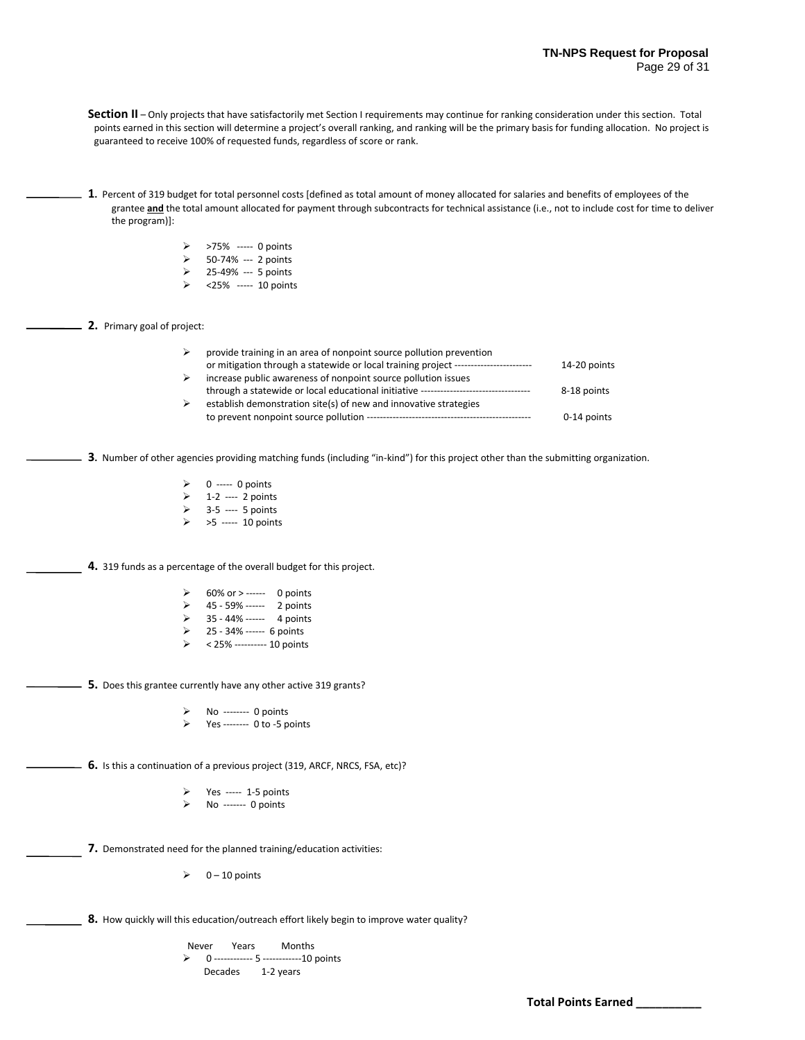**Section II** – Only projects that have satisfactorily met Section I requirements may continue for ranking consideration under this section. Total points earned in this section will determine a project's overall ranking, and ranking will be the primary basis for funding allocation. No project is guaranteed to receive 100% of requested funds, regardless of score or rank.

_________ **1**. Percent of 319 budget for total personnel costs [defined as total amount of money allocated for salaries and benefits of employees of the grantee **and** the total amount allocated for payment through subcontracts for technical assistance (i.e., not to include cost for time to deliver the program)]:

- >75% ----- 0 points
- 50-74% --- 2 points
- 25-49% --- 5 points
- <25% ----- 10 points

_________ **2.** Primary goal of project:

- provide training in an area of nonpoint source pollution prevention or mitigation through a statewide or local training project ------------------------ 14-20 points
- increase public awareness of nonpoint source pollution issues through a statewide or local educational initiative ---------------------------------- 8-18 points
- establish demonstration site(s) of new and innovative strategies to prevent nonpoint source pollution --------------------------------------------------- 0-14 points

_________ **3**. Number of other agencies providing matching funds (including "in-kind") for this project other than the submitting organization.

- 0 ----- 0 points
- 1-2 ---- 2 points
- 3-5 ---- 5 points
- >5 ----- 10 points

_________ **4.** 319 funds as a percentage of the overall budget for this project.

- 60% or > ------ 0 points
- 45 - 59% ------ 2 points
- 35 - 44% ------ 4 points
- 25 - 34% ------ 6 points
- < 25% ---------- 10 points

_________ **5.** Does this grantee currently have any other active 319 grants?

- No -------- 0 points
- Yes -------- 0 to -5 points

_________ **6.** Is this a continuation of a previous project (319, ARCF, NRCS, FSA, etc)?

- Yes ----- 1-5 points
- No ------- 0 points

_________ **7.** Demonstrated need for the planned training/education activities:

- 0 – 10 points

_________ **8.** How quickly will this education/outreach effort likely begin to improve water quality?

Never Years Months
- 0 ------------ 5 ------------10 points

Decades 1-2 years

**Total Points Earned __________**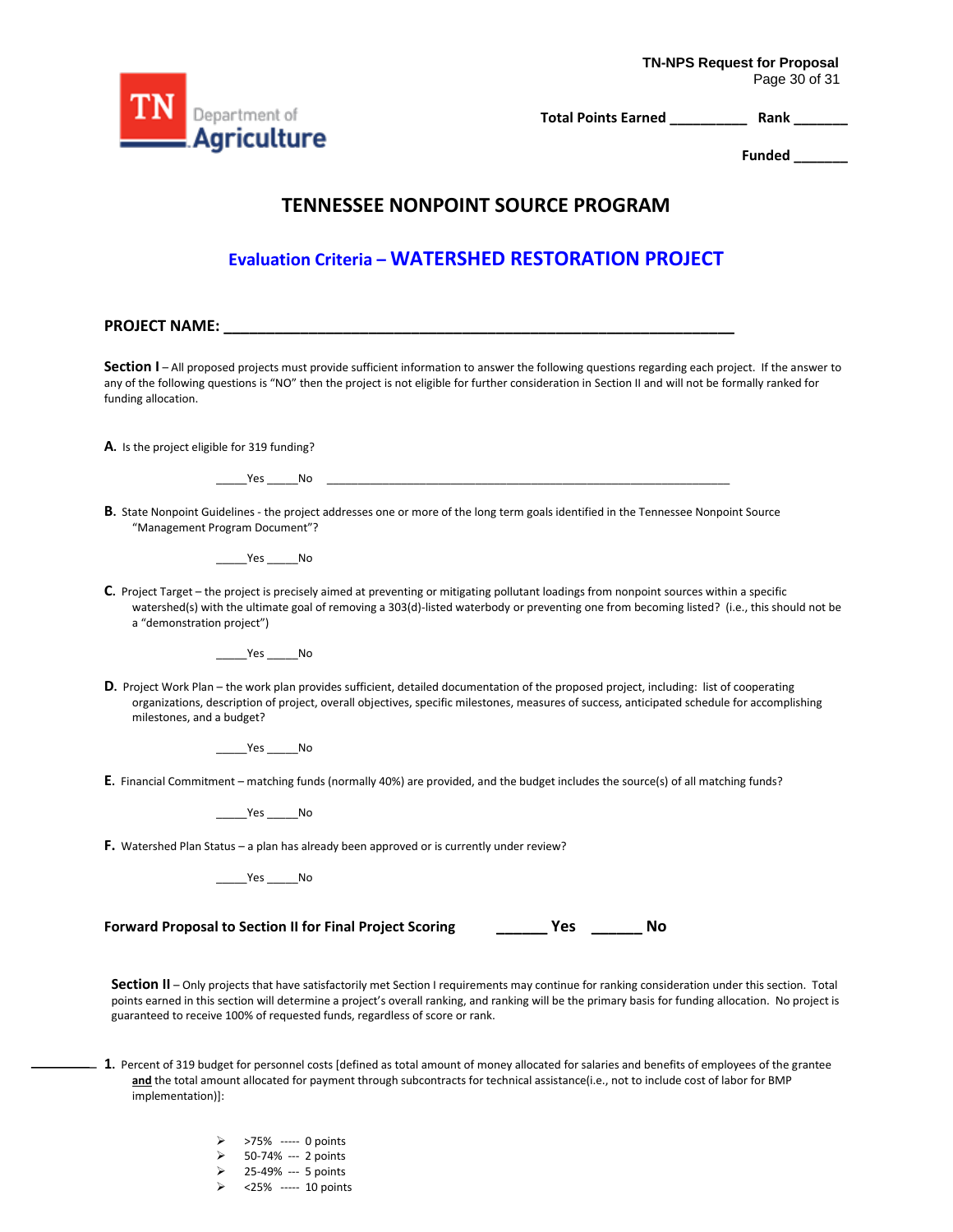Total Points Earned __________ Rank _______

Funded _______

# TENNESSEE NONPOINT SOURCE PROGRAM

## Evaluation Criteria – WATERSHED RESTORATION PROJECT

**PROJECT NAME: ______________________________________________________________**

**Section I** – All proposed projects must provide sufficient information to answer the following questions regarding each project. If the answer to any of the following questions is "NO" then the project is not eligible for further consideration in Section II and will not be formally ranked for funding allocation.

**A.** Is the project eligible for 319 funding?

_____Yes _____No ____________________________________________________________________

**B.** State Nonpoint Guidelines - the project addresses one or more of the long term goals identified in the Tennessee Nonpoint Source "Management Program Document"?

_____Yes _____No

**C.** Project Target – the project is precisely aimed at preventing or mitigating pollutant loadings from nonpoint sources within a specific watershed(s) with the ultimate goal of removing a 303(d)-listed waterbody or preventing one from becoming listed? (i.e., this should not be a "demonstration project")

_____Yes _____No

**D.** Project Work Plan – the work plan provides sufficient, detailed documentation of the proposed project, including: list of cooperating organizations, description of project, overall objectives, specific milestones, measures of success, anticipated schedule for accomplishing milestones, and a budget?

_____Yes _____No

**E.** Financial Commitment – matching funds (normally 40%) are provided, and the budget includes the source(s) of all matching funds?

_____Yes _____No

**F.** Watershed Plan Status – a plan has already been approved or is currently under review?

_____Yes _____No

**Forward Proposal to Section II for Final Project Scoring ______ Yes ______ No**

**Section II** – Only projects that have satisfactorily met Section I requirements may continue for ranking consideration under this section. Total points earned in this section will determine a project's overall ranking, and ranking will be the primary basis for funding allocation. No project is guaranteed to receive 100% of requested funds, regardless of score or rank.

_________ **1.** Percent of 319 budget for personnel costs [defined as total amount of money allocated for salaries and benefits of employees of the grantee **and** the total amount allocated for payment through subcontracts for technical assistance(i.e., not to include cost of labor for BMP implementation)]:

- >75% ----- 0 points
- 50-74% --- 2 points
- 25-49% --- 5 points
- <25% ----- 10 points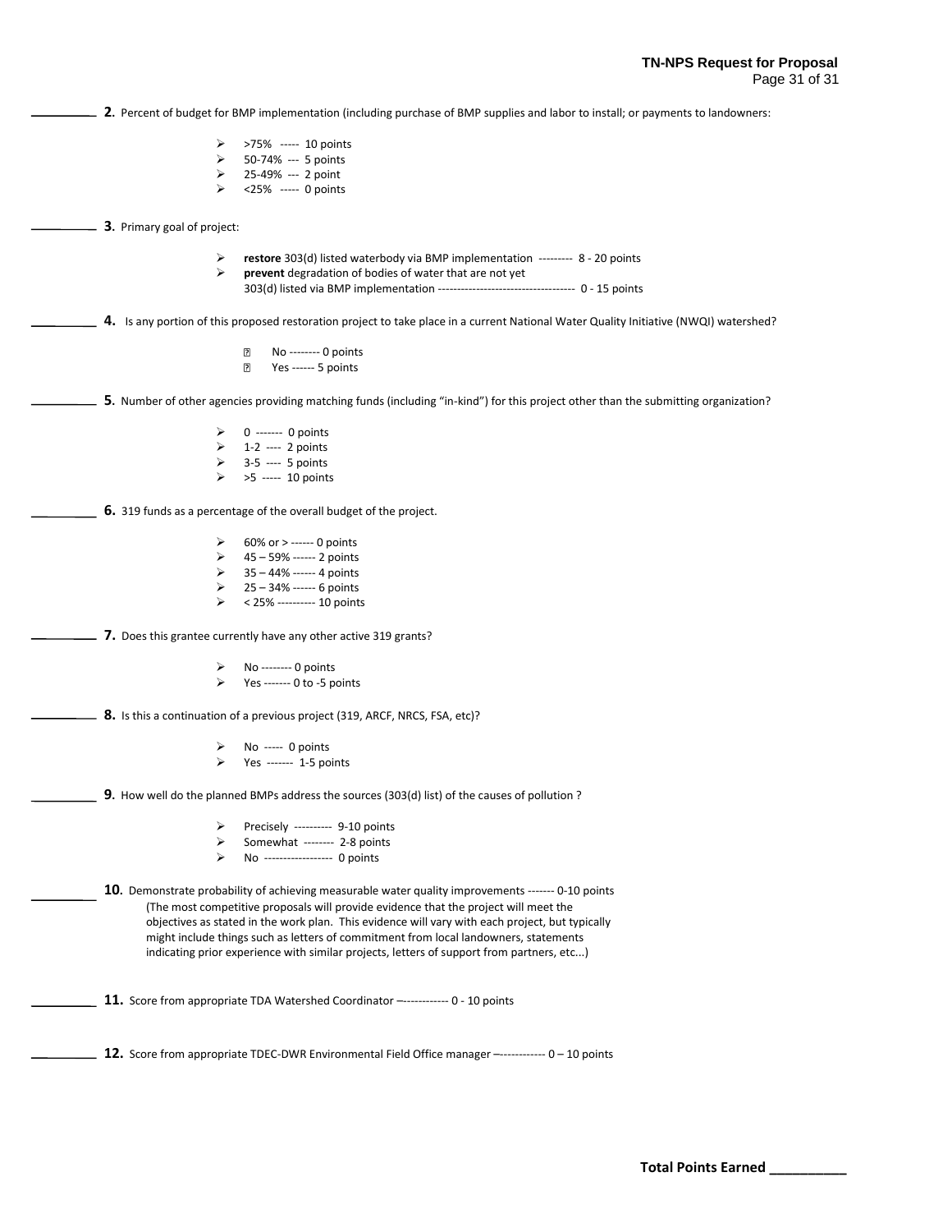_________ **2**. Percent of budget for BMP implementation (including purchase of BMP supplies and labor to install; or payments to landowners:

- >75% ----- 10 points
- 50-74% --- 5 points
- 25-49% --- 2 point
- <25% ----- 0 points

_________ **3**. Primary goal of project:

- **restore** 303(d) listed waterbody via BMP implementation --------- 8 - 20 points
- **prevent** degradation of bodies of water that are not yet 303(d) listed via BMP implementation ------------------------------------ 0 - 15 points

_________ **4.** Is any portion of this proposed restoration project to take place in a current National Water Quality Initiative (NWQI) watershed?

- No -------- 0 points
- Yes ------ 5 points

_________ **5**. Number of other agencies providing matching funds (including "in-kind") for this project other than the submitting organization?

- 0 ------- 0 points
- 1-2 ---- 2 points
- 3-5 ---- 5 points
- >5 ----- 10 points

_________ **6.** 319 funds as a percentage of the overall budget of the project.

- 60% or > ------ 0 points
- 45 – 59% ------ 2 points
- 35 – 44% ------ 4 points
- 25 – 34% ------ 6 points
- < 25% ---------- 10 points

_________ **7.** Does this grantee currently have any other active 319 grants?

- No -------- 0 points
- Yes ------- 0 to -5 points

_________ **8.** Is this a continuation of a previous project (319, ARCF, NRCS, FSA, etc)?

- No ----- 0 points
- Yes ------- 1-5 points

_________ **9.** How well do the planned BMPs address the sources (303(d) list) of the causes of pollution ?

- Precisely ---------- 9-10 points
- Somewhat -------- 2-8 points
- No ------------------ 0 points

_________ **10**. Demonstrate probability of achieving measurable water quality improvements ------- 0-10 points
(The most competitive proposals will provide evidence that the project will meet the objectives as stated in the work plan. This evidence will vary with each project, but typically might include things such as letters of commitment from local landowners, statements indicating prior experience with similar projects, letters of support from partners, etc...)

_________ **11.** Score from appropriate TDA Watershed Coordinator –------------ 0 - 10 points

_________ **12.** Score from appropriate TDEC-DWR Environmental Field Office manager –------------ 0 – 10 points

**Total Points Earned __________**